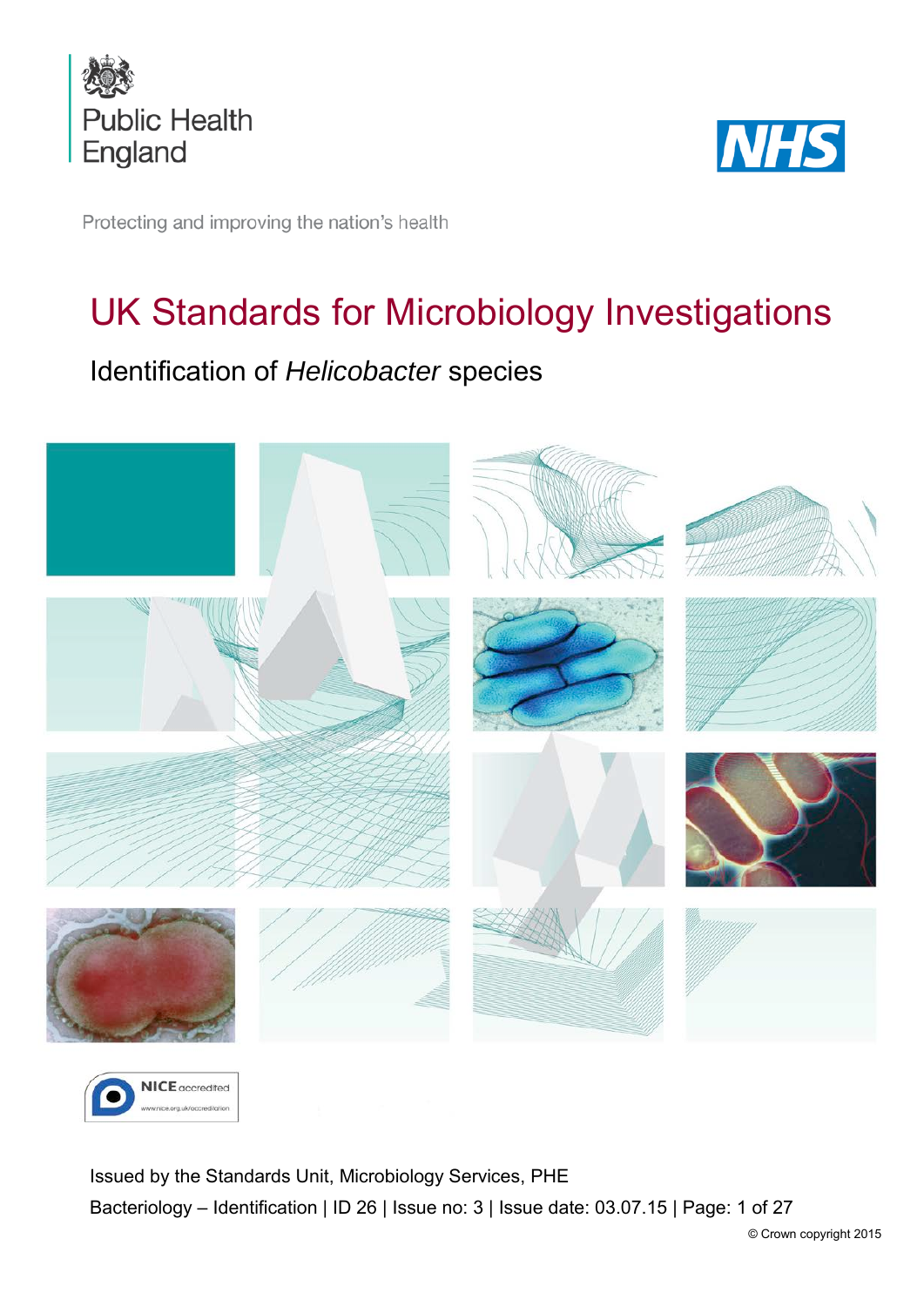Public Health England

NHS

Protecting and improving the nation's health

# UK Standards for Microbiology Investigations

## Identification of *Helicobacter* species

NICE accredited
www.nice.org.uk/accreditation

Issued by the Standards Unit, Microbiology Services, PHE

Bacteriology – Identification | ID 26 | Issue no: 3 | Issue date: 03.07.15 | Page: 1 of 27

© Crown copyright 2015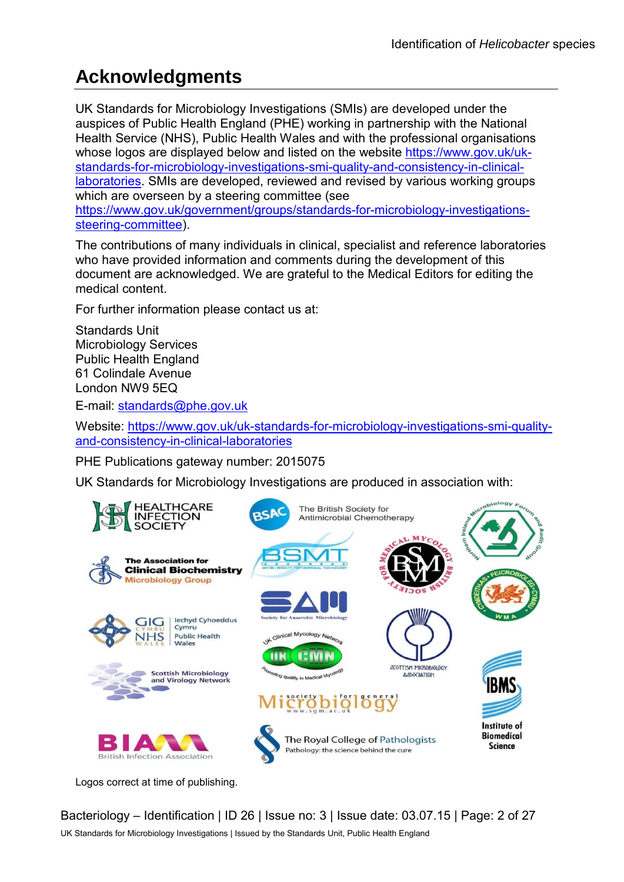# Acknowledgments

UK Standards for Microbiology Investigations (SMIs) are developed under the auspices of Public Health England (PHE) working in partnership with the National Health Service (NHS), Public Health Wales and with the professional organisations whose logos are displayed below and listed on the website [https://www.gov.uk/uk-standards-for-microbiology-investigations-smi-quality-and-consistency-in-clinical-laboratories](https://www.gov.uk/uk-standards-for-microbiology-investigations-smi-quality-and-consistency-in-clinical-laboratories). SMIs are developed, reviewed and revised by various working groups which are overseen by a steering committee (see [https://www.gov.uk/government/groups/standards-for-microbiology-investigations-steering-committee](https://www.gov.uk/government/groups/standards-for-microbiology-investigations-steering-committee)).

The contributions of many individuals in clinical, specialist and reference laboratories who have provided information and comments during the development of this document are acknowledged. We are grateful to the Medical Editors for editing the medical content.

For further information please contact us at:

Standards Unit
Microbiology Services
Public Health England
61 Colindale Avenue
London NW9 5EQ

E-mail: [standards@phe.gov.uk](mailto:standards@phe.gov.uk)

Website: [https://www.gov.uk/uk-standards-for-microbiology-investigations-smi-quality-and-consistency-in-clinical-laboratories](https://www.gov.uk/uk-standards-for-microbiology-investigations-smi-quality-and-consistency-in-clinical-laboratories)

PHE Publications gateway number: 2015075

UK Standards for Microbiology Investigations are produced in association with:

Logos correct at time of publishing.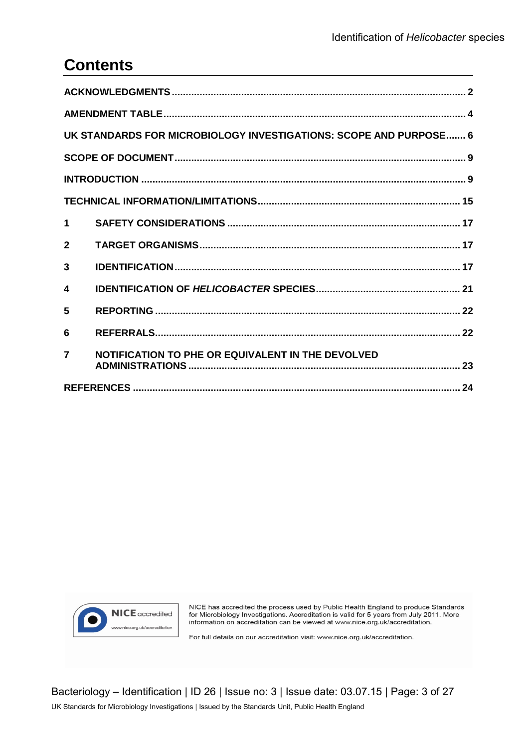# Contents

| | |
|---|---|
| **ACKNOWLEDGMENTS** | **2** |
| **AMENDMENT TABLE** | **4** |
| **UK STANDARDS FOR MICROBIOLOGY INVESTIGATIONS: SCOPE AND PURPOSE** | **6** |
| **SCOPE OF DOCUMENT** | **9** |
| **INTRODUCTION** | **9** |
| **TECHNICAL INFORMATION/LIMITATIONS** | **15** |
| **1 SAFETY CONSIDERATIONS** | **17** |
| **2 TARGET ORGANISMS** | **17** |
| **3 IDENTIFICATION** | **17** |
| **4 IDENTIFICATION OF *HELICOBACTER* SPECIES** | **21** |
| **5 REPORTING** | **22** |
| **6 REFERRALS** | **22** |
| **7 NOTIFICATION TO PHE OR EQUIVALENT IN THE DEVOLVED ADMINISTRATIONS** | **23** |
| **REFERENCES** | **24** |

NICE accredited
www.nice.org.uk/accreditation

NICE has accredited the process used by Public Health England to produce Standards for Microbiology Investigations. Accreditation is valid for 5 years from July 2011. More information on accreditation can be viewed at www.nice.org.uk/accreditation.

For full details on our accreditation visit: www.nice.org.uk/accreditation.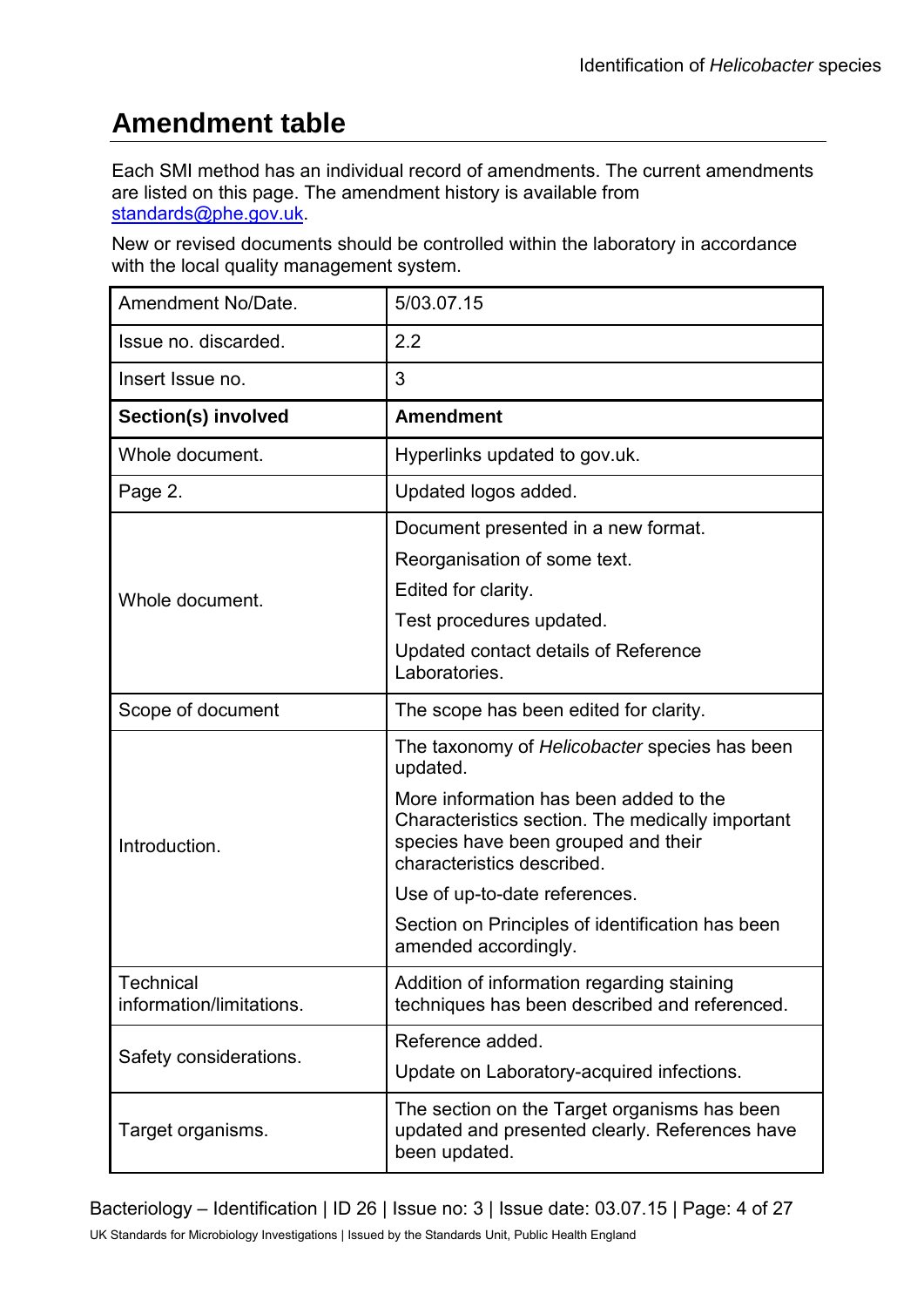## Amendment table

Each SMI method has an individual record of amendments. The current amendments are listed on this page. The amendment history is available from [standards@phe.gov.uk](mailto:standards@phe.gov.uk).

New or revised documents should be controlled within the laboratory in accordance with the local quality management system.

| Amendment No/Date. | 5/03.07.15 |
|---|---|
| Issue no. discarded. | 2.2 |
| Insert Issue no. | 3 |
| **Section(s) involved** | **Amendment** |
| Whole document. | Hyperlinks updated to gov.uk. |
| Page 2. | Updated logos added. |
| Whole document. | Document presented in a new format.<br>Reorganisation of some text.<br>Edited for clarity.<br>Test procedures updated.<br>Updated contact details of Reference Laboratories. |
| Scope of document | The scope has been edited for clarity. |
| Introduction. | The taxonomy of *Helicobacter* species has been updated.<br>More information has been added to the Characteristics section. The medically important species have been grouped and their characteristics described.<br>Use of up-to-date references.<br>Section on Principles of identification has been amended accordingly. |
| Technical information/limitations. | Addition of information regarding staining techniques has been described and referenced. |
| Safety considerations. | Reference added.<br>Update on Laboratory-acquired infections. |
| Target organisms. | The section on the Target organisms has been updated and presented clearly. References have been updated. |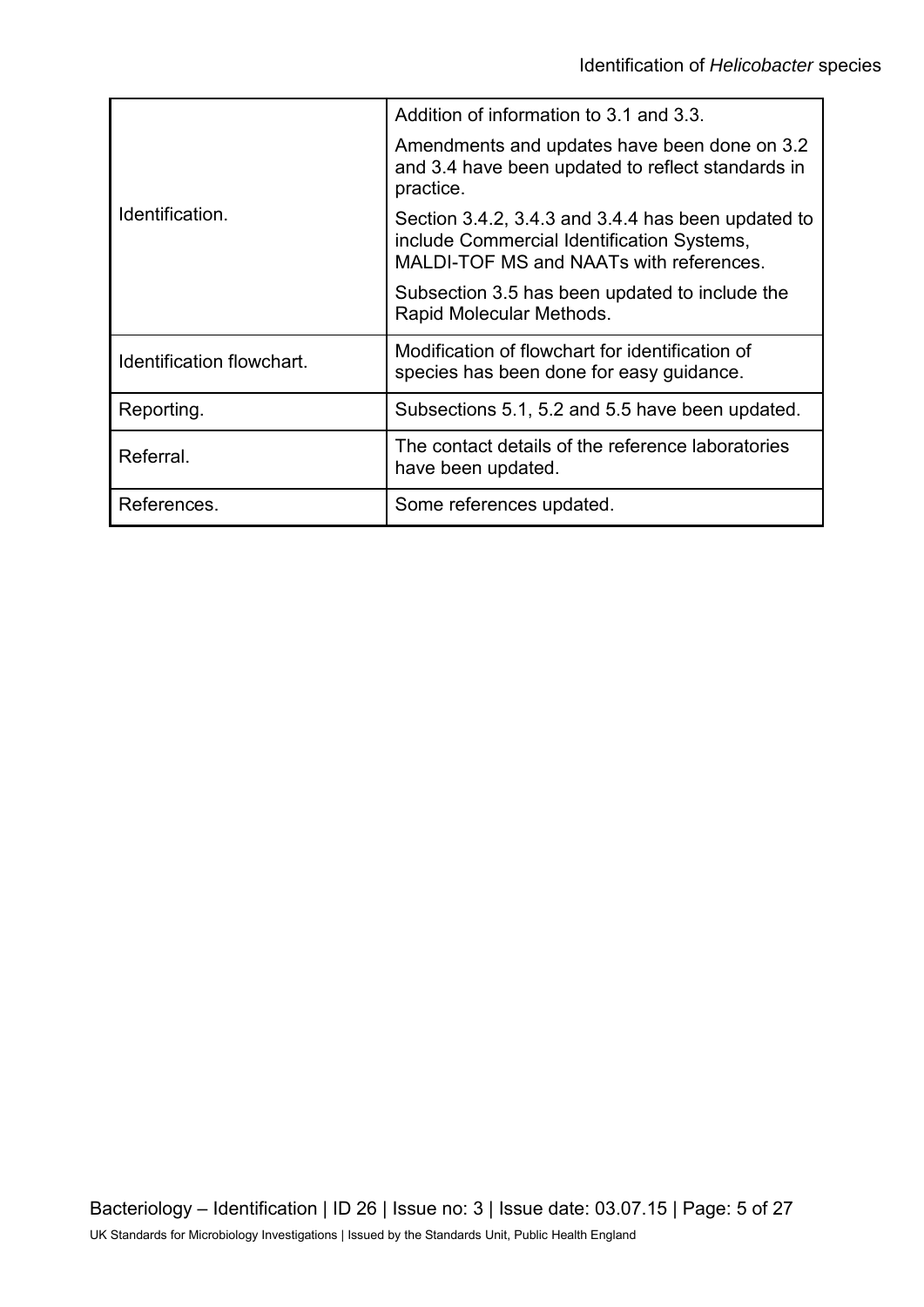| | |
|---|---|
| Identification. | Addition of information to 3.1 and 3.3.<br><br>Amendments and updates have been done on 3.2 and 3.4 have been updated to reflect standards in practice.<br><br>Section 3.4.2, 3.4.3 and 3.4.4 has been updated to include Commercial Identification Systems, MALDI-TOF MS and NAATs with references.<br><br>Subsection 3.5 has been updated to include the Rapid Molecular Methods. |
| Identification flowchart. | Modification of flowchart for identification of species has been done for easy guidance. |
| Reporting. | Subsections 5.1, 5.2 and 5.5 have been updated. |
| Referral. | The contact details of the reference laboratories have been updated. |
| References. | Some references updated. |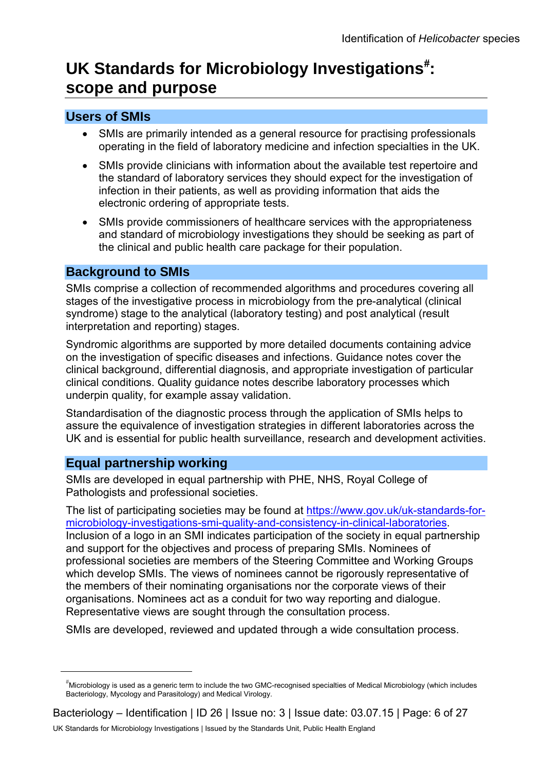# UK Standards for Microbiology Investigations[#]: scope and purpose

## Users of SMIs

- SMIs are primarily intended as a general resource for practising professionals operating in the field of laboratory medicine and infection specialties in the UK.
- SMIs provide clinicians with information about the available test repertoire and the standard of laboratory services they should expect for the investigation of infection in their patients, as well as providing information that aids the electronic ordering of appropriate tests.
- SMIs provide commissioners of healthcare services with the appropriateness and standard of microbiology investigations they should be seeking as part of the clinical and public health care package for their population.

## Background to SMIs

SMIs comprise a collection of recommended algorithms and procedures covering all stages of the investigative process in microbiology from the pre-analytical (clinical syndrome) stage to the analytical (laboratory testing) and post analytical (result interpretation and reporting) stages.

Syndromic algorithms are supported by more detailed documents containing advice on the investigation of specific diseases and infections. Guidance notes cover the clinical background, differential diagnosis, and appropriate investigation of particular clinical conditions. Quality guidance notes describe laboratory processes which underpin quality, for example assay validation.

Standardisation of the diagnostic process through the application of SMIs helps to assure the equivalence of investigation strategies in different laboratories across the UK and is essential for public health surveillance, research and development activities.

## Equal partnership working

SMIs are developed in equal partnership with PHE, NHS, Royal College of Pathologists and professional societies.

The list of participating societies may be found at [https://www.gov.uk/uk-standards-for-microbiology-investigations-smi-quality-and-consistency-in-clinical-laboratories](https://www.gov.uk/uk-standards-for-microbiology-investigations-smi-quality-and-consistency-in-clinical-laboratories). Inclusion of a logo in an SMI indicates participation of the society in equal partnership and support for the objectives and process of preparing SMIs. Nominees of professional societies are members of the Steering Committee and Working Groups which develop SMIs. The views of nominees cannot be rigorously representative of the members of their nominating organisations nor the corporate views of their organisations. Nominees act as a conduit for two way reporting and dialogue. Representative views are sought through the consultation process.

SMIs are developed, reviewed and updated through a wide consultation process.

---

[#] Microbiology is used as a generic term to include the two GMC-recognised specialties of Medical Microbiology (which includes Bacteriology, Mycology and Parasitology) and Medical Virology.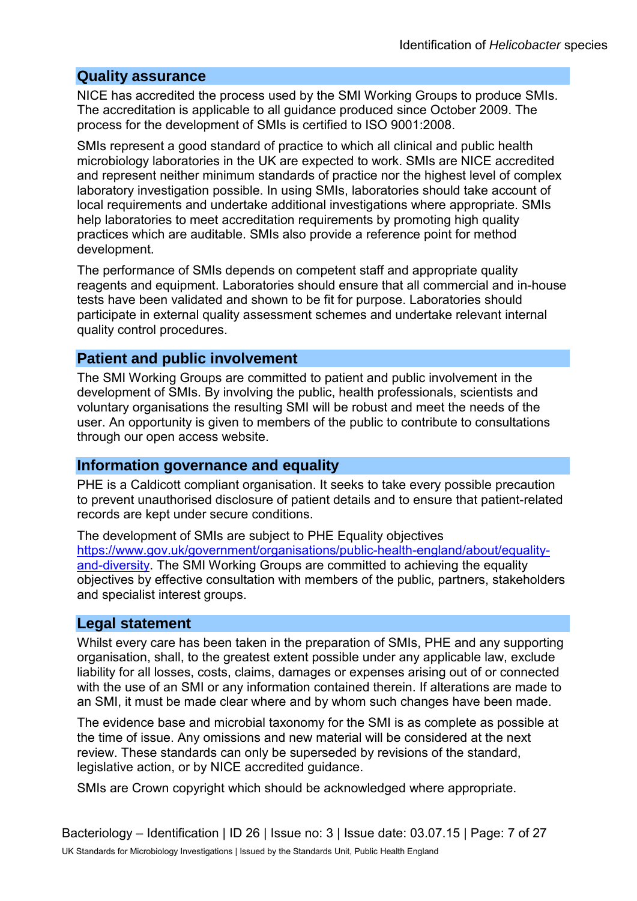## Quality assurance

NICE has accredited the process used by the SMI Working Groups to produce SMIs. The accreditation is applicable to all guidance produced since October 2009. The process for the development of SMIs is certified to ISO 9001:2008.

SMIs represent a good standard of practice to which all clinical and public health microbiology laboratories in the UK are expected to work. SMIs are NICE accredited and represent neither minimum standards of practice nor the highest level of complex laboratory investigation possible. In using SMIs, laboratories should take account of local requirements and undertake additional investigations where appropriate. SMIs help laboratories to meet accreditation requirements by promoting high quality practices which are auditable. SMIs also provide a reference point for method development.

The performance of SMIs depends on competent staff and appropriate quality reagents and equipment. Laboratories should ensure that all commercial and in-house tests have been validated and shown to be fit for purpose. Laboratories should participate in external quality assessment schemes and undertake relevant internal quality control procedures.

## Patient and public involvement

The SMI Working Groups are committed to patient and public involvement in the development of SMIs. By involving the public, health professionals, scientists and voluntary organisations the resulting SMI will be robust and meet the needs of the user. An opportunity is given to members of the public to contribute to consultations through our open access website.

## Information governance and equality

PHE is a Caldicott compliant organisation. It seeks to take every possible precaution to prevent unauthorised disclosure of patient details and to ensure that patient-related records are kept under secure conditions.

The development of SMIs are subject to PHE Equality objectives https://www.gov.uk/government/organisations/public-health-england/about/equality-and-diversity. The SMI Working Groups are committed to achieving the equality objectives by effective consultation with members of the public, partners, stakeholders and specialist interest groups.

## Legal statement

Whilst every care has been taken in the preparation of SMIs, PHE and any supporting organisation, shall, to the greatest extent possible under any applicable law, exclude liability for all losses, costs, claims, damages or expenses arising out of or connected with the use of an SMI or any information contained therein. If alterations are made to an SMI, it must be made clear where and by whom such changes have been made.

The evidence base and microbial taxonomy for the SMI is as complete as possible at the time of issue. Any omissions and new material will be considered at the next review. These standards can only be superseded by revisions of the standard, legislative action, or by NICE accredited guidance.

SMIs are Crown copyright which should be acknowledged where appropriate.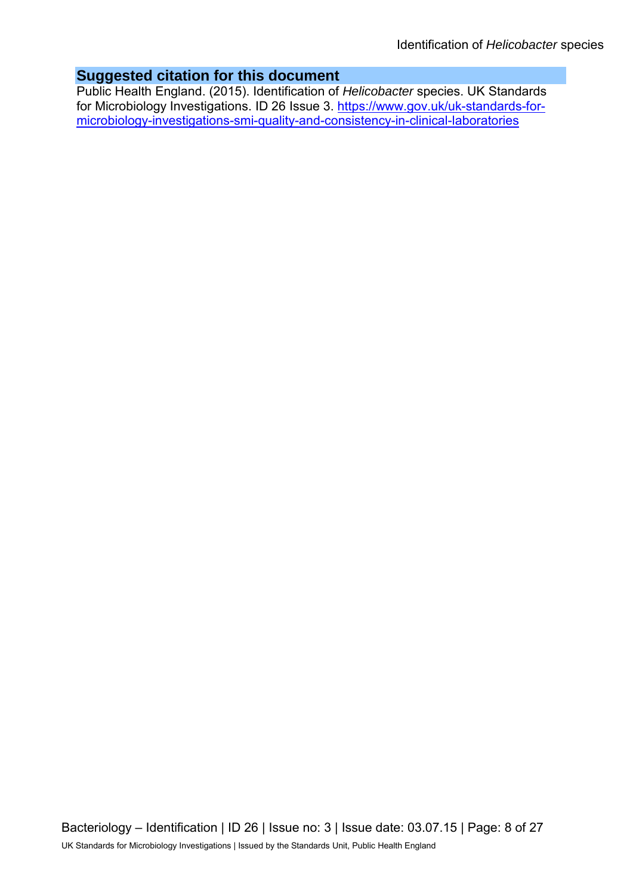## Suggested citation for this document

Public Health England. (2015). Identification of *Helicobacter* species. UK Standards for Microbiology Investigations. ID 26 Issue 3. [https://www.gov.uk/uk-standards-for-microbiology-investigations-smi-quality-and-consistency-in-clinical-laboratories](https://www.gov.uk/uk-standards-for-microbiology-investigations-smi-quality-and-consistency-in-clinical-laboratories)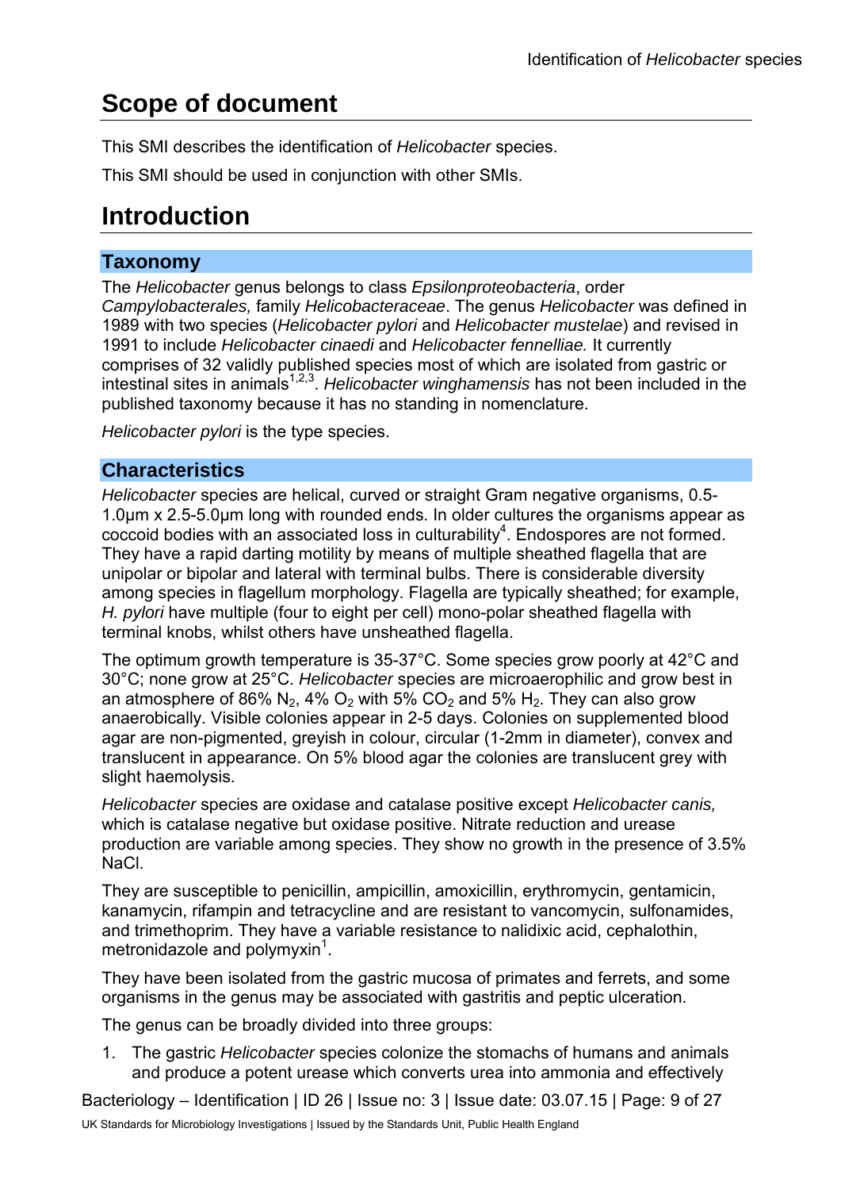# Scope of document

This SMI describes the identification of *Helicobacter* species.

This SMI should be used in conjunction with other SMIs.

# Introduction

## Taxonomy

The *Helicobacter* genus belongs to class *Epsilonproteobacteria*, order *Campylobacterales,* family *Helicobacteraceae*. The genus *Helicobacter* was defined in 1989 with two species (*Helicobacter pylori* and *Helicobacter mustelae*) and revised in 1991 to include *Helicobacter cinaedi* and *Helicobacter fennelliae.* It currently comprises of 32 validly published species most of which are isolated from gastric or intestinal sites in animals[1,2,3]. *Helicobacter winghamensis* has not been included in the published taxonomy because it has no standing in nomenclature.

*Helicobacter pylori* is the type species.

## Characteristics

*Helicobacter* species are helical, curved or straight Gram negative organisms, 0.5-1.0µm x 2.5-5.0µm long with rounded ends. In older cultures the organisms appear as coccoid bodies with an associated loss in culturability[4]. Endospores are not formed. They have a rapid darting motility by means of multiple sheathed flagella that are unipolar or bipolar and lateral with terminal bulbs. There is considerable diversity among species in flagellum morphology. Flagella are typically sheathed; for example, *H. pylori* have multiple (four to eight per cell) mono-polar sheathed flagella with terminal knobs, whilst others have unsheathed flagella.

The optimum growth temperature is 35-37°C. Some species grow poorly at 42°C and 30°C; none grow at 25°C. *Helicobacter* species are microaerophilic and grow best in an atmosphere of 86% $N_2$, 4% $O_2$ with 5% $CO_2$ and 5% $H_2$. They can also grow anaerobically. Visible colonies appear in 2-5 days. Colonies on supplemented blood agar are non-pigmented, greyish in colour, circular (1-2mm in diameter), convex and translucent in appearance. On 5% blood agar the colonies are translucent grey with slight haemolysis.

*Helicobacter* species are oxidase and catalase positive except *Helicobacter canis,* which is catalase negative but oxidase positive. Nitrate reduction and urease production are variable among species. They show no growth in the presence of 3.5% NaCl.

They are susceptible to penicillin, ampicillin, amoxicillin, erythromycin, gentamicin, kanamycin, rifampin and tetracycline and are resistant to vancomycin, sulfonamides, and trimethoprim. They have a variable resistance to nalidixic acid, cephalothin, metronidazole and polymyxin[1].

They have been isolated from the gastric mucosa of primates and ferrets, and some organisms in the genus may be associated with gastritis and peptic ulceration.

The genus can be broadly divided into three groups:

1. The gastric *Helicobacter* species colonize the stomachs of humans and animals and produce a potent urease which converts urea into ammonia and effectively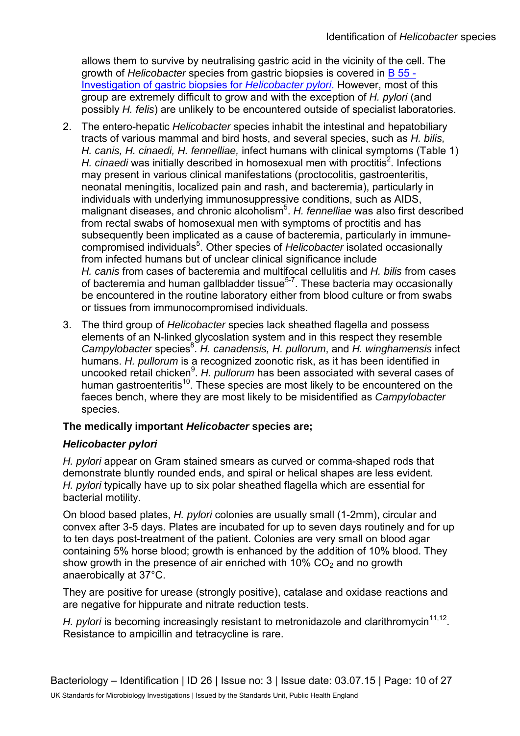allows them to survive by neutralising gastric acid in the vicinity of the cell. The growth of *Helicobacter* species from gastric biopsies is covered in [B 55 - Investigation of gastric biopsies for *Helicobacter pylori*](). However, most of this group are extremely difficult to grow and with the exception of *H. pylori* (and possibly *H. felis*) are unlikely to be encountered outside of specialist laboratories.

2. The entero-hepatic *Helicobacter* species inhabit the intestinal and hepatobiliary tracts of various mammal and bird hosts, and several species, such as *H. bilis, H. canis, H. cinaedi, H. fennelliae,* infect humans with clinical symptoms (Table 1) *H. cinaedi* was initially described in homosexual men with proctitis[2]. Infections may present in various clinical manifestations (proctocolitis, gastroenteritis, neonatal meningitis, localized pain and rash, and bacteremia), particularly in individuals with underlying immunosuppressive conditions, such as AIDS, malignant diseases, and chronic alcoholism[5]. *H. fennelliae* was also first described from rectal swabs of homosexual men with symptoms of proctitis and has subsequently been implicated as a cause of bacteremia, particularly in immune-compromised individuals[5]. Other species of *Helicobacter* isolated occasionally from infected humans but of unclear clinical significance include *H. canis* from cases of bacteremia and multifocal cellulitis and *H. bilis* from cases of bacteremia and human gallbladder tissue[5-7]. These bacteria may occasionally be encountered in the routine laboratory either from blood culture or from swabs or tissues from immunocompromised individuals.

3. The third group of *Helicobacter* species lack sheathed flagella and possess elements of an N-linked glycoslation system and in this respect they resemble *Campylobacter* species[8]. *H. canadensis, H. pullorum*, and *H. winghamensis* infect humans. *H. pullorum* is a recognized zoonotic risk, as it has been identified in uncooked retail chicken[9]. *H. pullorum* has been associated with several cases of human gastroenteritis[10]. These species are most likely to be encountered on the faeces bench, where they are most likely to be misidentified as *Campylobacter* species.

**The medically important *Helicobacter* species are;**

***Helicobacter pylori***

*H. pylori* appear on Gram stained smears as curved or comma-shaped rods that demonstrate bluntly rounded ends, and spiral or helical shapes are less evident. *H. pylori* typically have up to six polar sheathed flagella which are essential for bacterial motility.

On blood based plates, *H. pylori* colonies are usually small (1-2mm), circular and convex after 3-5 days. Plates are incubated for up to seven days routinely and for up to ten days post-treatment of the patient. Colonies are very small on blood agar containing 5% horse blood; growth is enhanced by the addition of 10% blood. They show growth in the presence of air enriched with 10% $CO_2$ and no growth anaerobically at 37°C.

They are positive for urease (strongly positive), catalase and oxidase reactions and are negative for hippurate and nitrate reduction tests.

*H. pylori* is becoming increasingly resistant to metronidazole and clarithromycin[11,12]. Resistance to ampicillin and tetracycline is rare.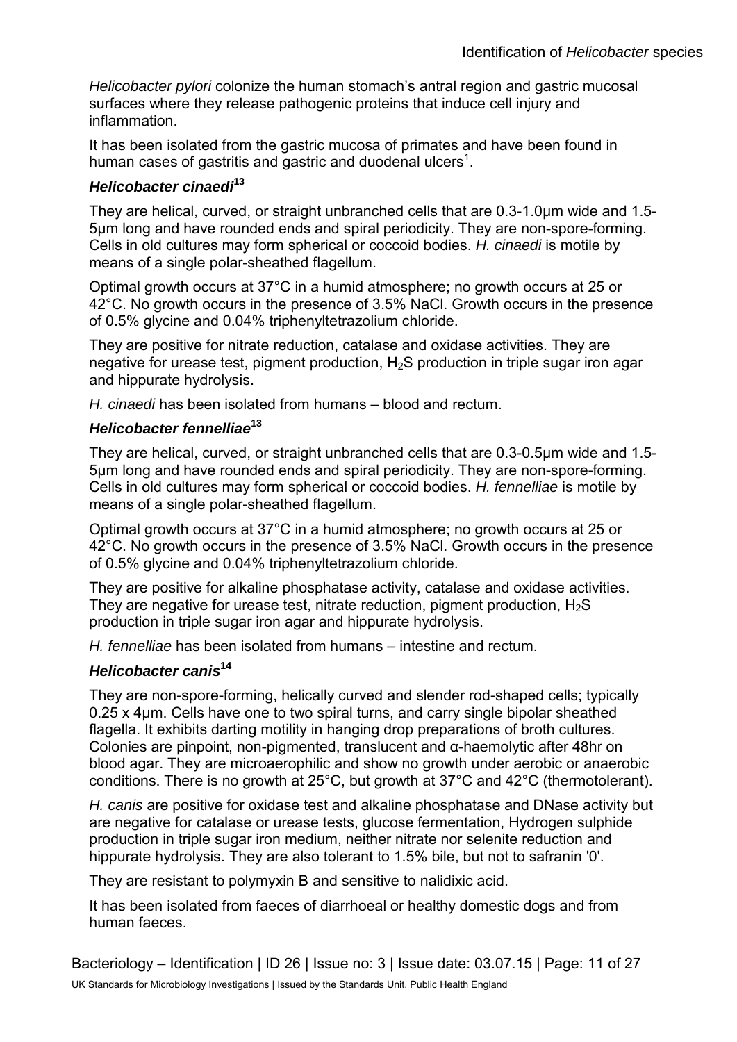*Helicobacter pylori* colonize the human stomach's antral region and gastric mucosal surfaces where they release pathogenic proteins that induce cell injury and inflammation.

It has been isolated from the gastric mucosa of primates and have been found in human cases of gastritis and gastric and duodenal ulcers[1].

### *Helicobacter cinaedi*[13]

They are helical, curved, or straight unbranched cells that are 0.3-1.0µm wide and 1.5-5µm long and have rounded ends and spiral periodicity. They are non-spore-forming. Cells in old cultures may form spherical or coccoid bodies. *H. cinaedi* is motile by means of a single polar-sheathed flagellum.

Optimal growth occurs at 37°C in a humid atmosphere; no growth occurs at 25 or 42°C. No growth occurs in the presence of 3.5% NaCl. Growth occurs in the presence of 0.5% glycine and 0.04% triphenyltetrazolium chloride.

They are positive for nitrate reduction, catalase and oxidase activities. They are negative for urease test, pigment production, $H_2S$ production in triple sugar iron agar and hippurate hydrolysis.

*H. cinaedi* has been isolated from humans – blood and rectum.

### *Helicobacter fennelliae*[13]

They are helical, curved, or straight unbranched cells that are 0.3-0.5µm wide and 1.5-5µm long and have rounded ends and spiral periodicity. They are non-spore-forming. Cells in old cultures may form spherical or coccoid bodies. *H. fennelliae* is motile by means of a single polar-sheathed flagellum.

Optimal growth occurs at 37°C in a humid atmosphere; no growth occurs at 25 or 42°C. No growth occurs in the presence of 3.5% NaCl. Growth occurs in the presence of 0.5% glycine and 0.04% triphenyltetrazolium chloride.

They are positive for alkaline phosphatase activity, catalase and oxidase activities. They are negative for urease test, nitrate reduction, pigment production, $H_2S$ production in triple sugar iron agar and hippurate hydrolysis.

*H. fennelliae* has been isolated from humans – intestine and rectum.

### *Helicobacter canis*[14]

They are non-spore-forming, helically curved and slender rod-shaped cells; typically 0.25 x 4µm. Cells have one to two spiral turns, and carry single bipolar sheathed flagella. It exhibits darting motility in hanging drop preparations of broth cultures. Colonies are pinpoint, non-pigmented, translucent and α-haemolytic after 48hr on blood agar. They are microaerophilic and show no growth under aerobic or anaerobic conditions. There is no growth at 25°C, but growth at 37°C and 42°C (thermotolerant).

*H. canis* are positive for oxidase test and alkaline phosphatase and DNase activity but are negative for catalase or urease tests, glucose fermentation, Hydrogen sulphide production in triple sugar iron medium, neither nitrate nor selenite reduction and hippurate hydrolysis. They are also tolerant to 1.5% bile, but not to safranin '0'.

They are resistant to polymyxin B and sensitive to nalidixic acid.

It has been isolated from faeces of diarrhoeal or healthy domestic dogs and from human faeces.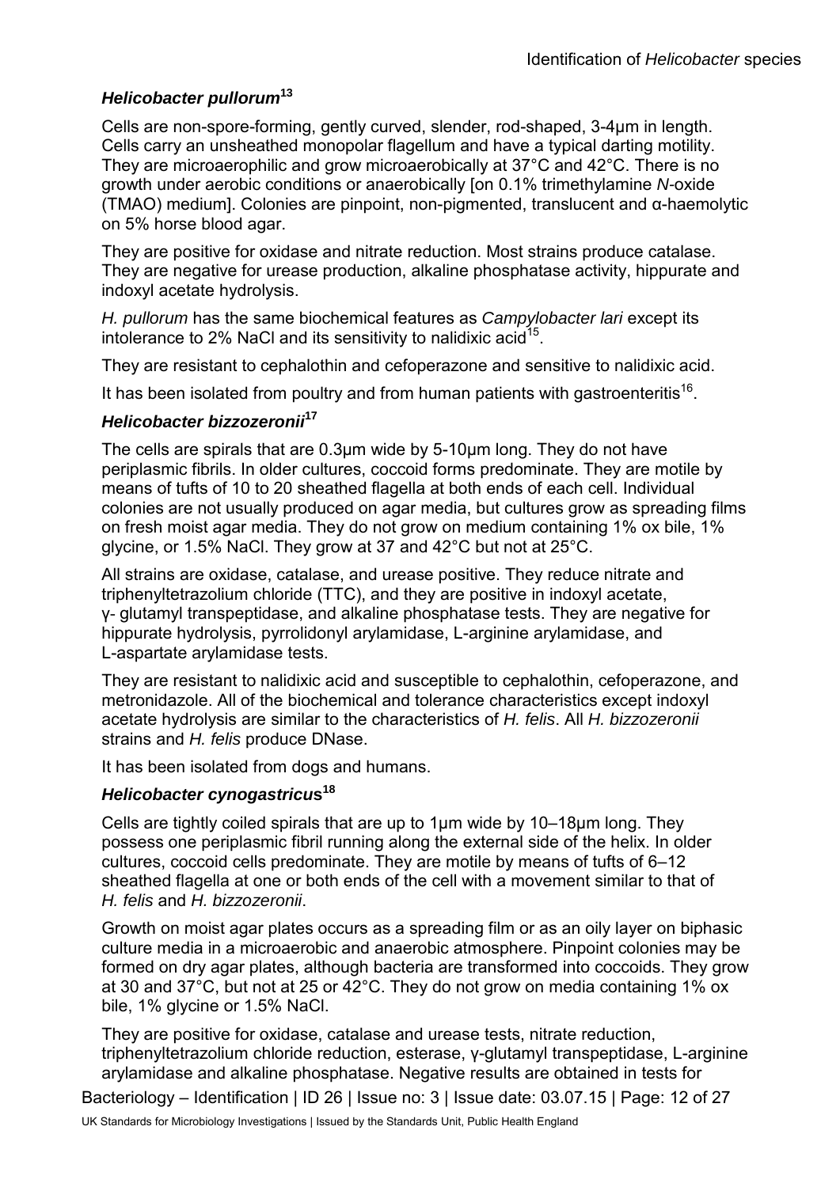### *Helicobacter pullorum*[13]

Cells are non-spore-forming, gently curved, slender, rod-shaped, 3-4µm in length. Cells carry an unsheathed monopolar flagellum and have a typical darting motility. They are microaerophilic and grow microaerobically at 37°C and 42°C. There is no growth under aerobic conditions or anaerobically [on 0.1% trimethylamine *N*-oxide (TMAO) medium]. Colonies are pinpoint, non-pigmented, translucent and α-haemolytic on 5% horse blood agar.

They are positive for oxidase and nitrate reduction. Most strains produce catalase. They are negative for urease production, alkaline phosphatase activity, hippurate and indoxyl acetate hydrolysis.

*H. pullorum* has the same biochemical features as *Campylobacter lari* except its intolerance to 2% NaCl and its sensitivity to nalidixic acid[15].

They are resistant to cephalothin and cefoperazone and sensitive to nalidixic acid.

It has been isolated from poultry and from human patients with gastroenteritis[16].

### *Helicobacter bizzozeronii*[17]

The cells are spirals that are 0.3µm wide by 5-10µm long. They do not have periplasmic fibrils. In older cultures, coccoid forms predominate. They are motile by means of tufts of 10 to 20 sheathed flagella at both ends of each cell. Individual colonies are not usually produced on agar media, but cultures grow as spreading films on fresh moist agar media. They do not grow on medium containing 1% ox bile, 1% glycine, or 1.5% NaCl. They grow at 37 and 42°C but not at 25°C.

All strains are oxidase, catalase, and urease positive. They reduce nitrate and triphenyltetrazolium chloride (TTC), and they are positive in indoxyl acetate, γ- glutamyl transpeptidase, and alkaline phosphatase tests. They are negative for hippurate hydrolysis, pyrrolidonyl arylamidase, L-arginine arylamidase, and L-aspartate arylamidase tests.

They are resistant to nalidixic acid and susceptible to cephalothin, cefoperazone, and metronidazole. All of the biochemical and tolerance characteristics except indoxyl acetate hydrolysis are similar to the characteristics of *H. felis*. All *H. bizzozeronii* strains and *H. felis* produce DNase.

It has been isolated from dogs and humans.

### *Helicobacter cynogastricus*[18]

Cells are tightly coiled spirals that are up to 1µm wide by 10–18µm long. They possess one periplasmic fibril running along the external side of the helix. In older cultures, coccoid cells predominate. They are motile by means of tufts of 6–12 sheathed flagella at one or both ends of the cell with a movement similar to that of *H. felis* and *H. bizzozeronii*.

Growth on moist agar plates occurs as a spreading film or as an oily layer on biphasic culture media in a microaerobic and anaerobic atmosphere. Pinpoint colonies may be formed on dry agar plates, although bacteria are transformed into coccoids. They grow at 30 and 37°C, but not at 25 or 42°C. They do not grow on media containing 1% ox bile, 1% glycine or 1.5% NaCl.

They are positive for oxidase, catalase and urease tests, nitrate reduction, triphenyltetrazolium chloride reduction, esterase, γ-glutamyl transpeptidase, L-arginine arylamidase and alkaline phosphatase. Negative results are obtained in tests for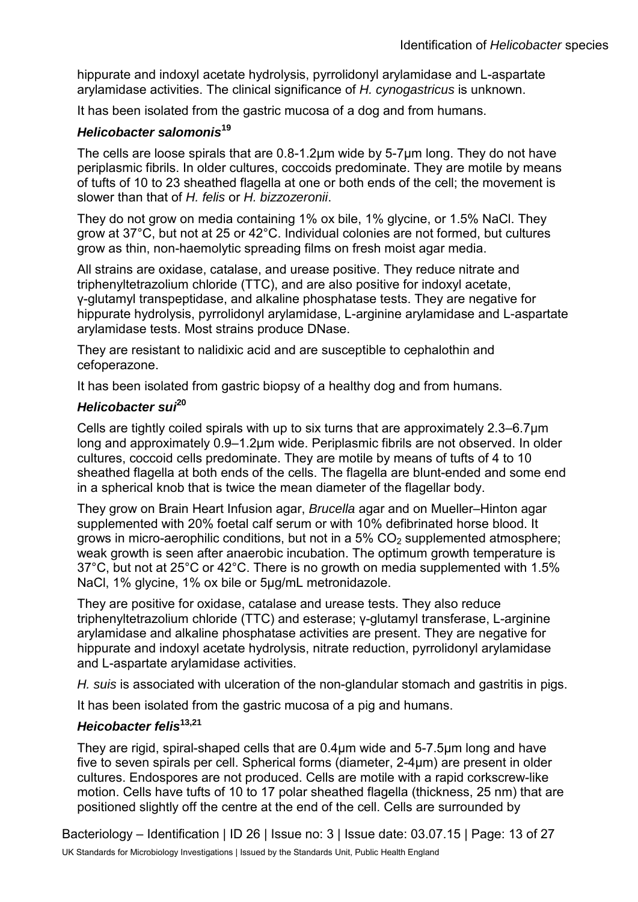hippurate and indoxyl acetate hydrolysis, pyrrolidonyl arylamidase and L-aspartate arylamidase activities. The clinical significance of *H. cynogastricus* is unknown.

It has been isolated from the gastric mucosa of a dog and from humans.

### *Helicobacter salomonis*[19]

The cells are loose spirals that are 0.8-1.2µm wide by 5-7µm long. They do not have periplasmic fibrils. In older cultures, coccoids predominate. They are motile by means of tufts of 10 to 23 sheathed flagella at one or both ends of the cell; the movement is slower than that of *H. felis* or *H. bizzozeronii*.

They do not grow on media containing 1% ox bile, 1% glycine, or 1.5% NaCl. They grow at 37°C, but not at 25 or 42°C. Individual colonies are not formed, but cultures grow as thin, non-haemolytic spreading films on fresh moist agar media.

All strains are oxidase, catalase, and urease positive. They reduce nitrate and triphenyltetrazolium chloride (TTC), and are also positive for indoxyl acetate, γ-glutamyl transpeptidase, and alkaline phosphatase tests. They are negative for hippurate hydrolysis, pyrrolidonyl arylamidase, L-arginine arylamidase and L-aspartate arylamidase tests. Most strains produce DNase.

They are resistant to nalidixic acid and are susceptible to cephalothin and cefoperazone.

It has been isolated from gastric biopsy of a healthy dog and from humans.

### *Helicobacter sui*[20]

Cells are tightly coiled spirals with up to six turns that are approximately 2.3–6.7µm long and approximately 0.9–1.2µm wide. Periplasmic fibrils are not observed. In older cultures, coccoid cells predominate. They are motile by means of tufts of 4 to 10 sheathed flagella at both ends of the cells. The flagella are blunt-ended and some end in a spherical knob that is twice the mean diameter of the flagellar body.

They grow on Brain Heart Infusion agar, *Brucella* agar and on Mueller–Hinton agar supplemented with 20% foetal calf serum or with 10% defibrinated horse blood. It grows in micro-aerophilic conditions, but not in a 5% $CO_2$ supplemented atmosphere; weak growth is seen after anaerobic incubation. The optimum growth temperature is 37°C, but not at 25°C or 42°C. There is no growth on media supplemented with 1.5% NaCl, 1% glycine, 1% ox bile or 5µg/mL metronidazole.

They are positive for oxidase, catalase and urease tests. They also reduce triphenyltetrazolium chloride (TTC) and esterase; γ-glutamyl transferase, L-arginine arylamidase and alkaline phosphatase activities are present. They are negative for hippurate and indoxyl acetate hydrolysis, nitrate reduction, pyrrolidonyl arylamidase and L-aspartate arylamidase activities.

*H. suis* is associated with ulceration of the non-glandular stomach and gastritis in pigs.

It has been isolated from the gastric mucosa of a pig and humans.

### *Heicobacter felis*[13,21]

They are rigid, spiral-shaped cells that are 0.4µm wide and 5-7.5µm long and have five to seven spirals per cell. Spherical forms (diameter, 2-4µm) are present in older cultures. Endospores are not produced. Cells are motile with a rapid corkscrew-like motion. Cells have tufts of 10 to 17 polar sheathed flagella (thickness, 25 nm) that are positioned slightly off the centre at the end of the cell. Cells are surrounded by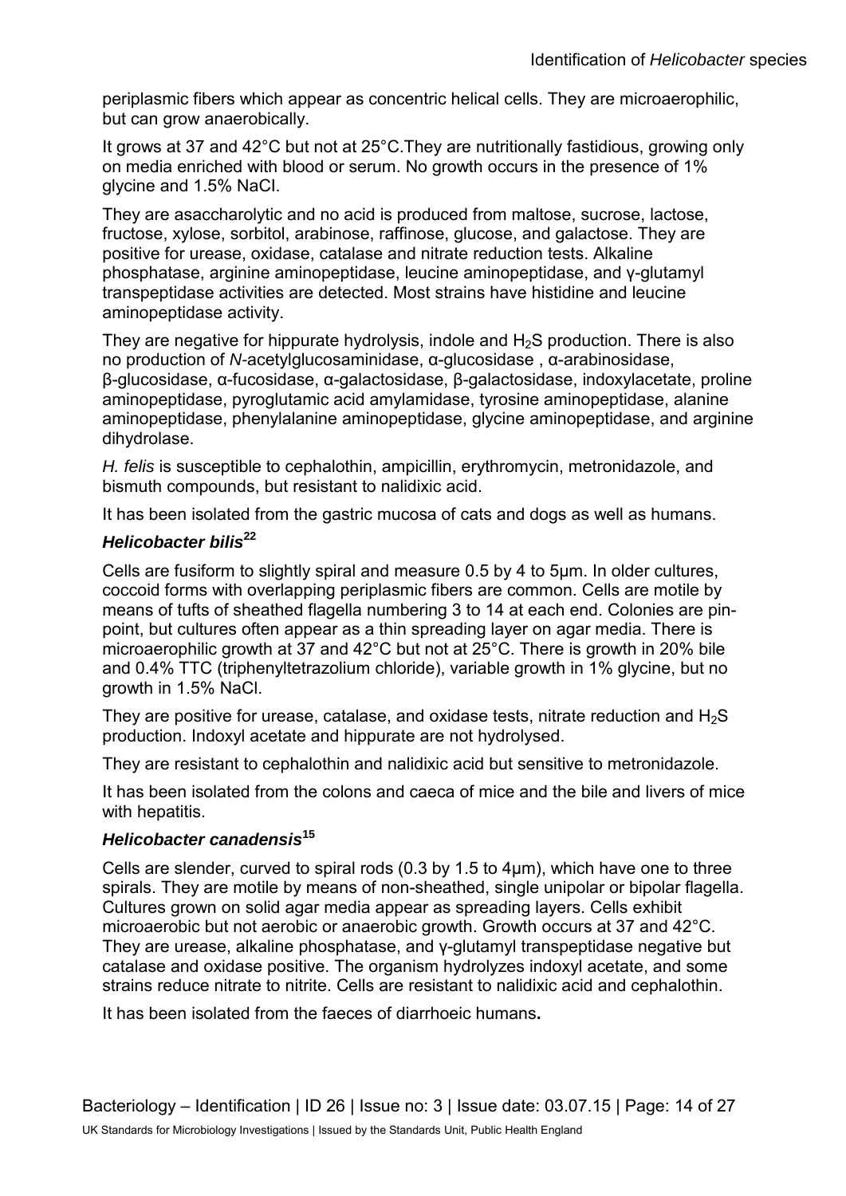periplasmic fibers which appear as concentric helical cells. They are microaerophilic, but can grow anaerobically.

It grows at 37 and 42°C but not at 25°C.They are nutritionally fastidious, growing only on media enriched with blood or serum. No growth occurs in the presence of 1% glycine and 1.5% NaCl.

They are asaccharolytic and no acid is produced from maltose, sucrose, lactose, fructose, xylose, sorbitol, arabinose, raffinose, glucose, and galactose. They are positive for urease, oxidase, catalase and nitrate reduction tests. Alkaline phosphatase, arginine aminopeptidase, leucine aminopeptidase, and γ-glutamyl transpeptidase activities are detected. Most strains have histidine and leucine aminopeptidase activity.

They are negative for hippurate hydrolysis, indole and $H_2S$ production. There is also no production of *N*-acetylglucosaminidase, α-glucosidase , α-arabinosidase, β-glucosidase, α-fucosidase, α-galactosidase, β-galactosidase, indoxylacetate, proline aminopeptidase, pyroglutamic acid amylamidase, tyrosine aminopeptidase, alanine aminopeptidase, phenylalanine aminopeptidase, glycine aminopeptidase, and arginine dihydrolase.

*H. felis* is susceptible to cephalothin, ampicillin, erythromycin, metronidazole, and bismuth compounds, but resistant to nalidixic acid.

It has been isolated from the gastric mucosa of cats and dogs as well as humans.

### *Helicobacter bilis*[22]

Cells are fusiform to slightly spiral and measure 0.5 by 4 to 5µm. In older cultures, coccoid forms with overlapping periplasmic fibers are common. Cells are motile by means of tufts of sheathed flagella numbering 3 to 14 at each end. Colonies are pin-point, but cultures often appear as a thin spreading layer on agar media. There is microaerophilic growth at 37 and 42°C but not at 25°C. There is growth in 20% bile and 0.4% TTC (triphenyltetrazolium chloride), variable growth in 1% glycine, but no growth in 1.5% NaCl.

They are positive for urease, catalase, and oxidase tests, nitrate reduction and $H_2S$ production. Indoxyl acetate and hippurate are not hydrolysed.

They are resistant to cephalothin and nalidixic acid but sensitive to metronidazole.

It has been isolated from the colons and caeca of mice and the bile and livers of mice with hepatitis.

### *Helicobacter canadensis*[15]

Cells are slender, curved to spiral rods (0.3 by 1.5 to 4µm), which have one to three spirals. They are motile by means of non-sheathed, single unipolar or bipolar flagella. Cultures grown on solid agar media appear as spreading layers. Cells exhibit microaerobic but not aerobic or anaerobic growth. Growth occurs at 37 and 42°C. They are urease, alkaline phosphatase, and γ-glutamyl transpeptidase negative but catalase and oxidase positive. The organism hydrolyzes indoxyl acetate, and some strains reduce nitrate to nitrite. Cells are resistant to nalidixic acid and cephalothin.

It has been isolated from the faeces of diarrhoeic humans**.**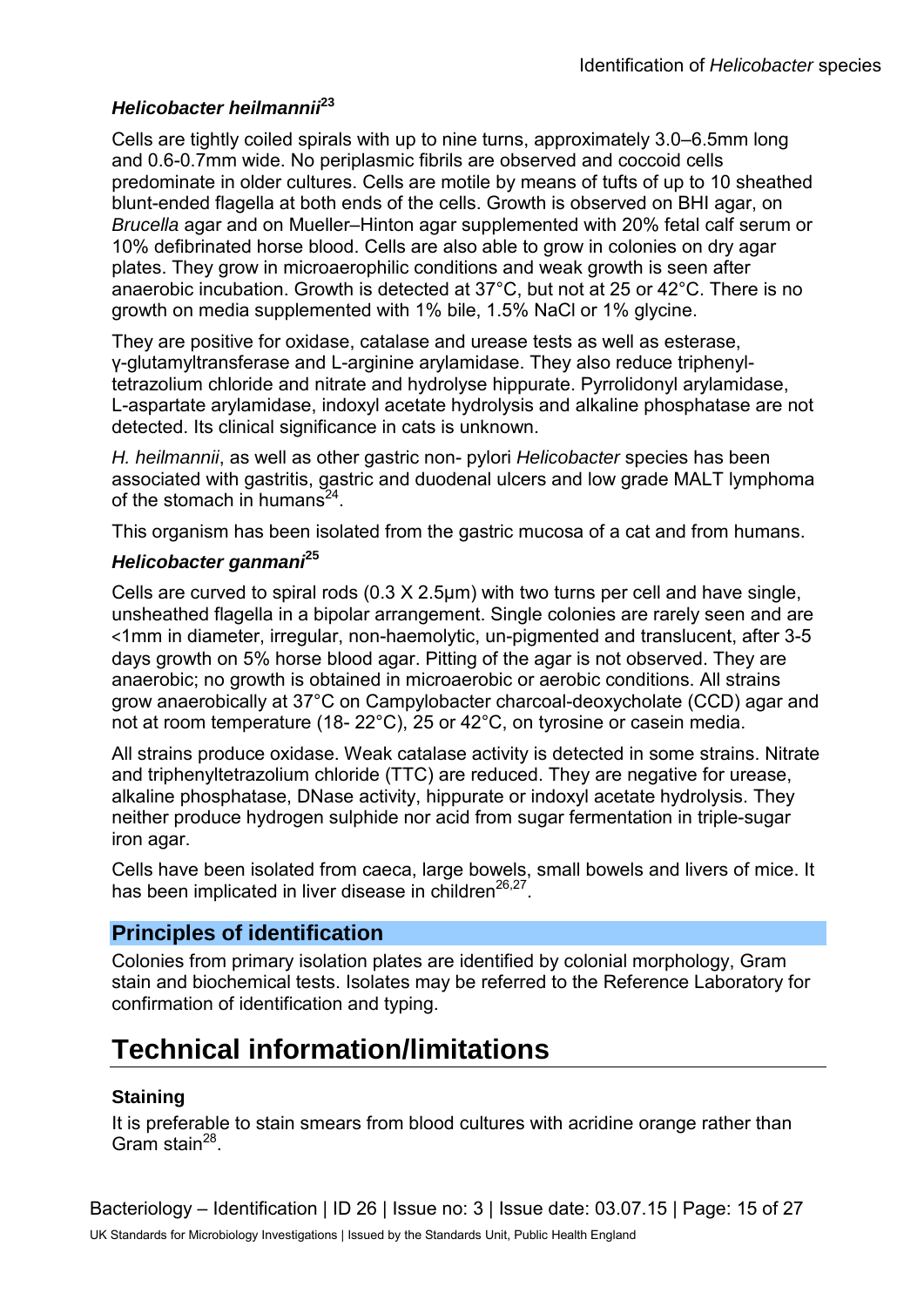### *Helicobacter heilmannii*[23]

Cells are tightly coiled spirals with up to nine turns, approximately 3.0–6.5mm long and 0.6-0.7mm wide. No periplasmic fibrils are observed and coccoid cells predominate in older cultures. Cells are motile by means of tufts of up to 10 sheathed blunt-ended flagella at both ends of the cells. Growth is observed on BHI agar, on *Brucella* agar and on Mueller–Hinton agar supplemented with 20% fetal calf serum or 10% defibrinated horse blood. Cells are also able to grow in colonies on dry agar plates. They grow in microaerophilic conditions and weak growth is seen after anaerobic incubation. Growth is detected at 37°C, but not at 25 or 42°C. There is no growth on media supplemented with 1% bile, 1.5% NaCl or 1% glycine.

They are positive for oxidase, catalase and urease tests as well as esterase, γ-glutamyltransferase and L-arginine arylamidase. They also reduce triphenyl-tetrazolium chloride and nitrate and hydrolyse hippurate. Pyrrolidonyl arylamidase, L-aspartate arylamidase, indoxyl acetate hydrolysis and alkaline phosphatase are not detected. Its clinical significance in cats is unknown.

*H. heilmannii*, as well as other gastric non- pylori *Helicobacter* species has been associated with gastritis, gastric and duodenal ulcers and low grade MALT lymphoma of the stomach in humans[24].

This organism has been isolated from the gastric mucosa of a cat and from humans.

### *Helicobacter ganmani*[25]

Cells are curved to spiral rods (0.3 X 2.5μm) with two turns per cell and have single, unsheathed flagella in a bipolar arrangement. Single colonies are rarely seen and are <1mm in diameter, irregular, non-haemolytic, un-pigmented and translucent, after 3-5 days growth on 5% horse blood agar. Pitting of the agar is not observed. They are anaerobic; no growth is obtained in microaerobic or aerobic conditions. All strains grow anaerobically at 37°C on Campylobacter charcoal-deoxycholate (CCD) agar and not at room temperature (18- 22°C), 25 or 42°C, on tyrosine or casein media.

All strains produce oxidase. Weak catalase activity is detected in some strains. Nitrate and triphenyltetrazolium chloride (TTC) are reduced. They are negative for urease, alkaline phosphatase, DNase activity, hippurate or indoxyl acetate hydrolysis. They neither produce hydrogen sulphide nor acid from sugar fermentation in triple-sugar iron agar.

Cells have been isolated from caeca, large bowels, small bowels and livers of mice. It has been implicated in liver disease in children[26,27].

## Principles of identification

Colonies from primary isolation plates are identified by colonial morphology, Gram stain and biochemical tests. Isolates may be referred to the Reference Laboratory for confirmation of identification and typing.

# Technical information/limitations

### Staining

It is preferable to stain smears from blood cultures with acridine orange rather than Gram stain[28].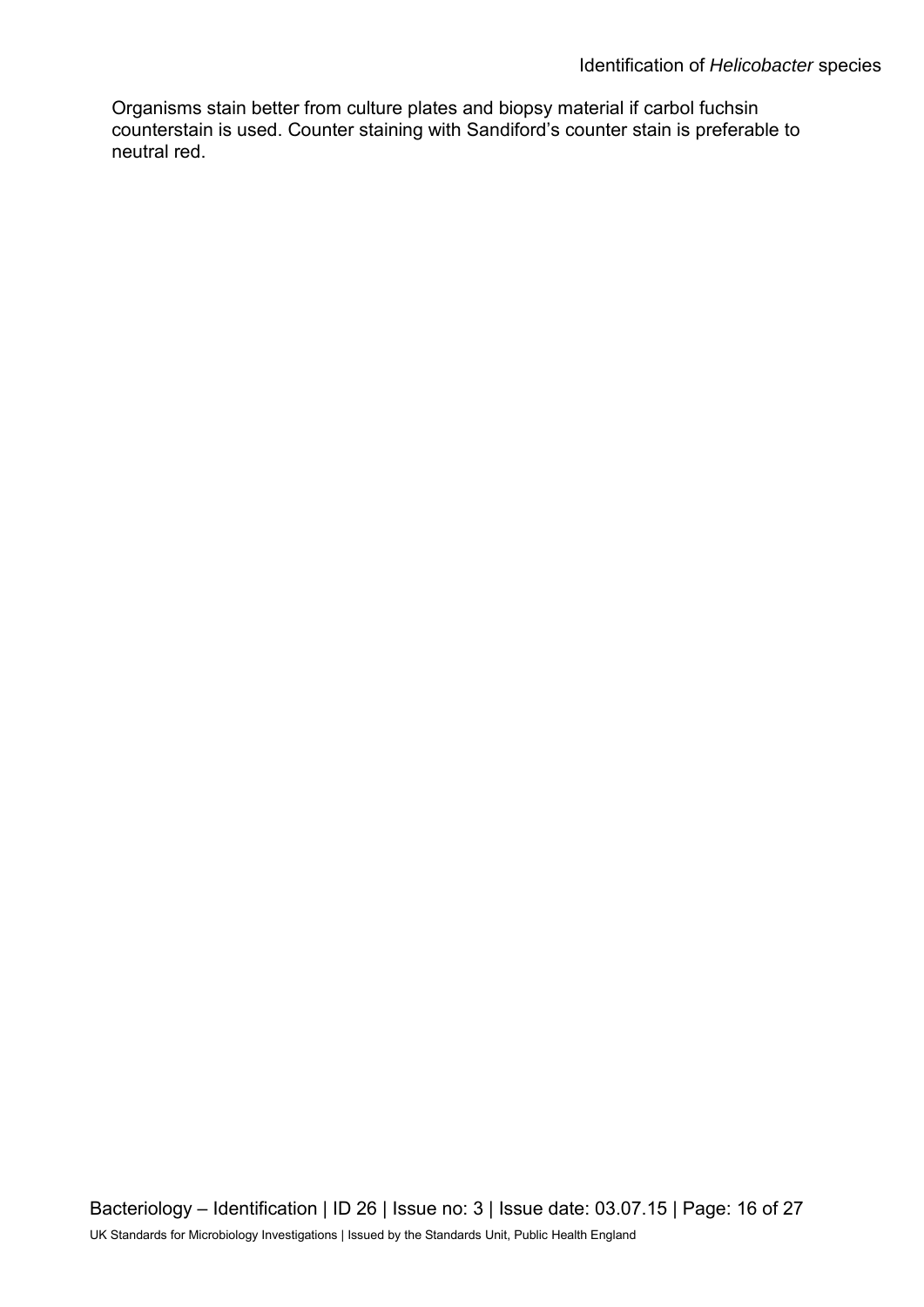Organisms stain better from culture plates and biopsy material if carbol fuchsin counterstain is used. Counter staining with Sandiford's counter stain is preferable to neutral red.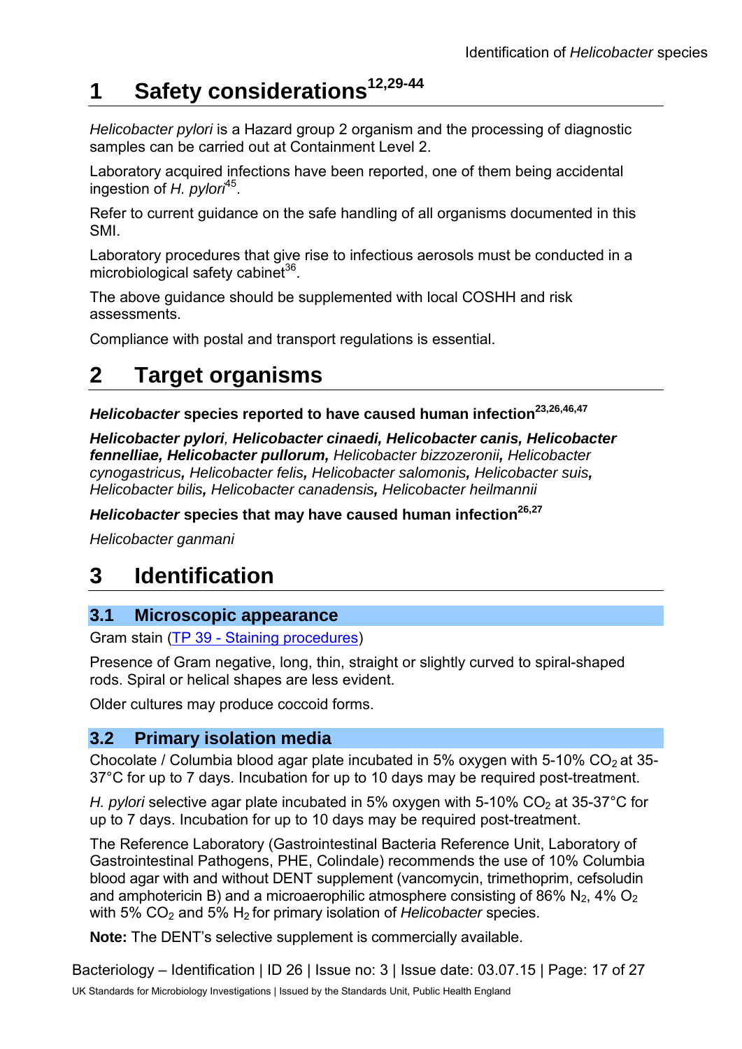# 1 Safety considerations[12,29-44]

*Helicobacter pylori* is a Hazard group 2 organism and the processing of diagnostic samples can be carried out at Containment Level 2.

Laboratory acquired infections have been reported, one of them being accidental ingestion of *H. pylori*[45].

Refer to current guidance on the safe handling of all organisms documented in this SMI.

Laboratory procedures that give rise to infectious aerosols must be conducted in a microbiological safety cabinet[36].

The above guidance should be supplemented with local COSHH and risk assessments.

Compliance with postal and transport regulations is essential.

# 2 Target organisms

***Helicobacter* species reported to have caused human infection[23,26,46,47]**

***Helicobacter pylori*, *Helicobacter cinaedi*, *Helicobacter canis*, *Helicobacter fennelliae*, *Helicobacter pullorum*,** *Helicobacter bizzozeronii*, *Helicobacter cynogastricus*, *Helicobacter felis*, *Helicobacter salomonis*, *Helicobacter suis*, *Helicobacter bilis*, *Helicobacter canadensis*, *Helicobacter heilmannii*

***Helicobacter* species that may have caused human infection[26,27]**

*Helicobacter ganmani*

# 3 Identification

## 3.1 Microscopic appearance

Gram stain (TP 39 - Staining procedures)

Presence of Gram negative, long, thin, straight or slightly curved to spiral-shaped rods. Spiral or helical shapes are less evident.

Older cultures may produce coccoid forms.

## 3.2 Primary isolation media

Chocolate / Columbia blood agar plate incubated in 5% oxygen with 5-10% $CO_2$ at 35-37°C for up to 7 days. Incubation for up to 10 days may be required post-treatment.

*H. pylori* selective agar plate incubated in 5% oxygen with 5-10% $CO_2$ at 35-37°C for up to 7 days. Incubation for up to 10 days may be required post-treatment.

The Reference Laboratory (Gastrointestinal Bacteria Reference Unit, Laboratory of Gastrointestinal Pathogens, PHE, Colindale) recommends the use of 10% Columbia blood agar with and without DENT supplement (vancomycin, trimethoprim, cefsoludin and amphotericin B) and a microaerophilic atmosphere consisting of 86% $N_2$, 4% $O_2$ with 5% $CO_2$ and 5% $H_2$ for primary isolation of *Helicobacter* species.

**Note:** The DENT's selective supplement is commercially available.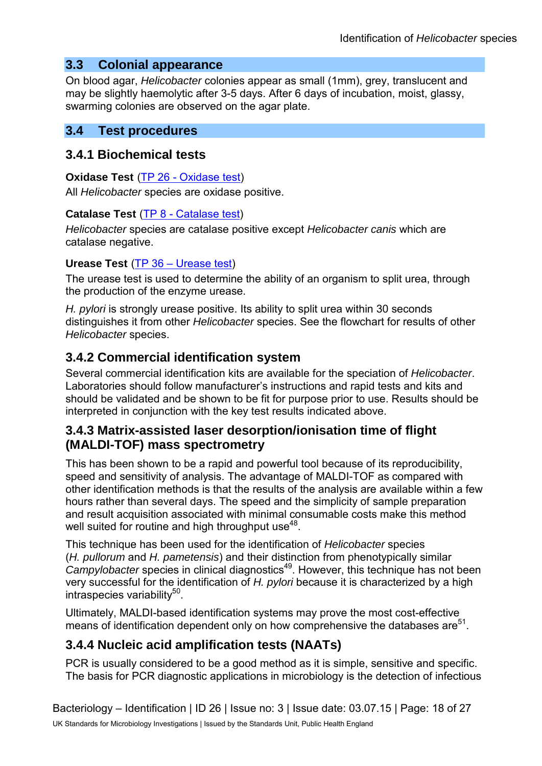## 3.3 Colonial appearance

On blood agar, *Helicobacter* colonies appear as small (1mm), grey, translucent and may be slightly haemolytic after 3-5 days. After 6 days of incubation, moist, glassy, swarming colonies are observed on the agar plate.

## 3.4 Test procedures

### 3.4.1 Biochemical tests

**Oxidase Test** (TP 26 - Oxidase test)

All *Helicobacter* species are oxidase positive.

**Catalase Test** (TP 8 - Catalase test)

*Helicobacter* species are catalase positive except *Helicobacter canis* which are catalase negative.

**Urease Test** (TP 36 – Urease test)

The urease test is used to determine the ability of an organism to split urea, through the production of the enzyme urease.

*H. pylori* is strongly urease positive. Its ability to split urea within 30 seconds distinguishes it from other *Helicobacter* species. See the flowchart for results of other *Helicobacter* species.

### 3.4.2 Commercial identification system

Several commercial identification kits are available for the speciation of *Helicobacter*. Laboratories should follow manufacturer's instructions and rapid tests and kits and should be validated and be shown to be fit for purpose prior to use. Results should be interpreted in conjunction with the key test results indicated above.

### 3.4.3 Matrix-assisted laser desorption/ionisation time of flight (MALDI-TOF) mass spectrometry

This has been shown to be a rapid and powerful tool because of its reproducibility, speed and sensitivity of analysis. The advantage of MALDI-TOF as compared with other identification methods is that the results of the analysis are available within a few hours rather than several days. The speed and the simplicity of sample preparation and result acquisition associated with minimal consumable costs make this method well suited for routine and high throughput use[48].

This technique has been used for the identification of *Helicobacter* species (*H. pullorum* and *H. pametensis*) and their distinction from phenotypically similar *Campylobacter* species in clinical diagnostics[49]. However, this technique has not been very successful for the identification of *H. pylori* because it is characterized by a high intraspecies variability[50].

Ultimately, MALDI-based identification systems may prove the most cost-effective means of identification dependent only on how comprehensive the databases are[51].

### 3.4.4 Nucleic acid amplification tests (NAATs)

PCR is usually considered to be a good method as it is simple, sensitive and specific. The basis for PCR diagnostic applications in microbiology is the detection of infectious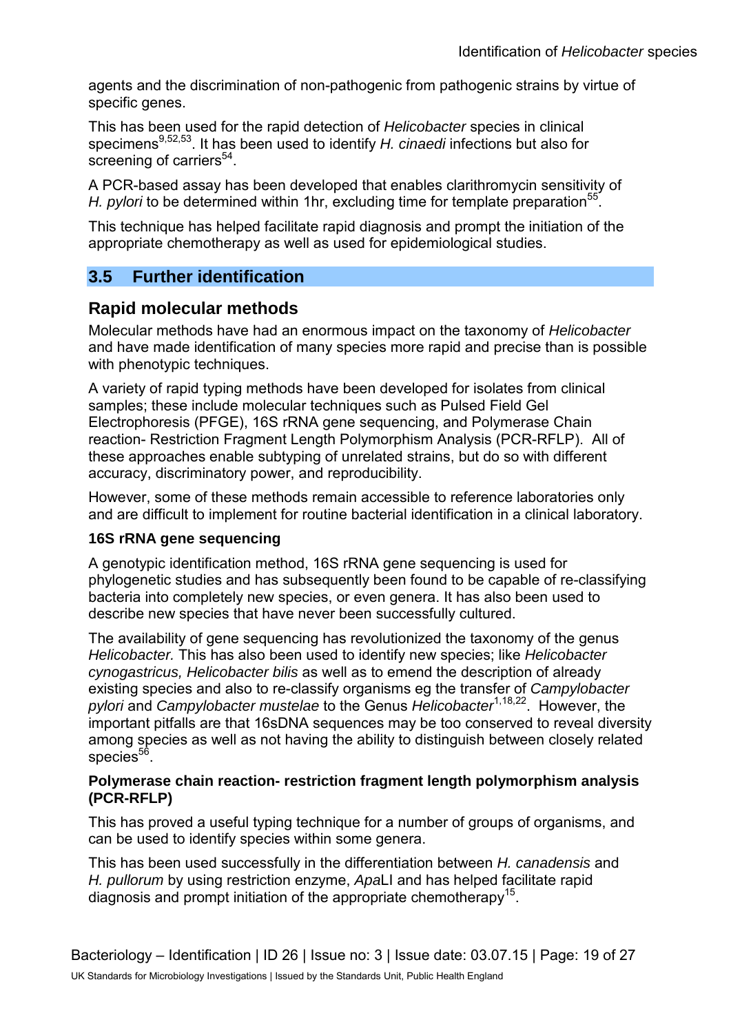agents and the discrimination of non-pathogenic from pathogenic strains by virtue of specific genes.

This has been used for the rapid detection of *Helicobacter* species in clinical specimens[9,52,53]. It has been used to identify *H. cinaedi* infections but also for screening of carriers[54].

A PCR-based assay has been developed that enables clarithromycin sensitivity of *H. pylori* to be determined within 1hr, excluding time for template preparation[55].

This technique has helped facilitate rapid diagnosis and prompt the initiation of the appropriate chemotherapy as well as used for epidemiological studies.

## 3.5 Further identification

### Rapid molecular methods

Molecular methods have had an enormous impact on the taxonomy of *Helicobacter* and have made identification of many species more rapid and precise than is possible with phenotypic techniques.

A variety of rapid typing methods have been developed for isolates from clinical samples; these include molecular techniques such as Pulsed Field Gel Electrophoresis (PFGE), 16S rRNA gene sequencing, and Polymerase Chain reaction- Restriction Fragment Length Polymorphism Analysis (PCR-RFLP). All of these approaches enable subtyping of unrelated strains, but do so with different accuracy, discriminatory power, and reproducibility.

However, some of these methods remain accessible to reference laboratories only and are difficult to implement for routine bacterial identification in a clinical laboratory.

#### 16S rRNA gene sequencing

A genotypic identification method, 16S rRNA gene sequencing is used for phylogenetic studies and has subsequently been found to be capable of re-classifying bacteria into completely new species, or even genera. It has also been used to describe new species that have never been successfully cultured.

The availability of gene sequencing has revolutionized the taxonomy of the genus *Helicobacter.* This has also been used to identify new species; like *Helicobacter cynogastricus, Helicobacter bilis* as well as to emend the description of already existing species and also to re-classify organisms eg the transfer of *Campylobacter pylori* and *Campylobacter mustelae* to the Genus *Helicobacter*[1,18,22]. However, the important pitfalls are that 16sDNA sequences may be too conserved to reveal diversity among species as well as not having the ability to distinguish between closely related species[56].

#### Polymerase chain reaction- restriction fragment length polymorphism analysis (PCR-RFLP)

This has proved a useful typing technique for a number of groups of organisms, and can be used to identify species within some genera.

This has been used successfully in the differentiation between *H. canadensis* and *H. pullorum* by using restriction enzyme, *Apa*LI and has helped facilitate rapid diagnosis and prompt initiation of the appropriate chemotherapy[15].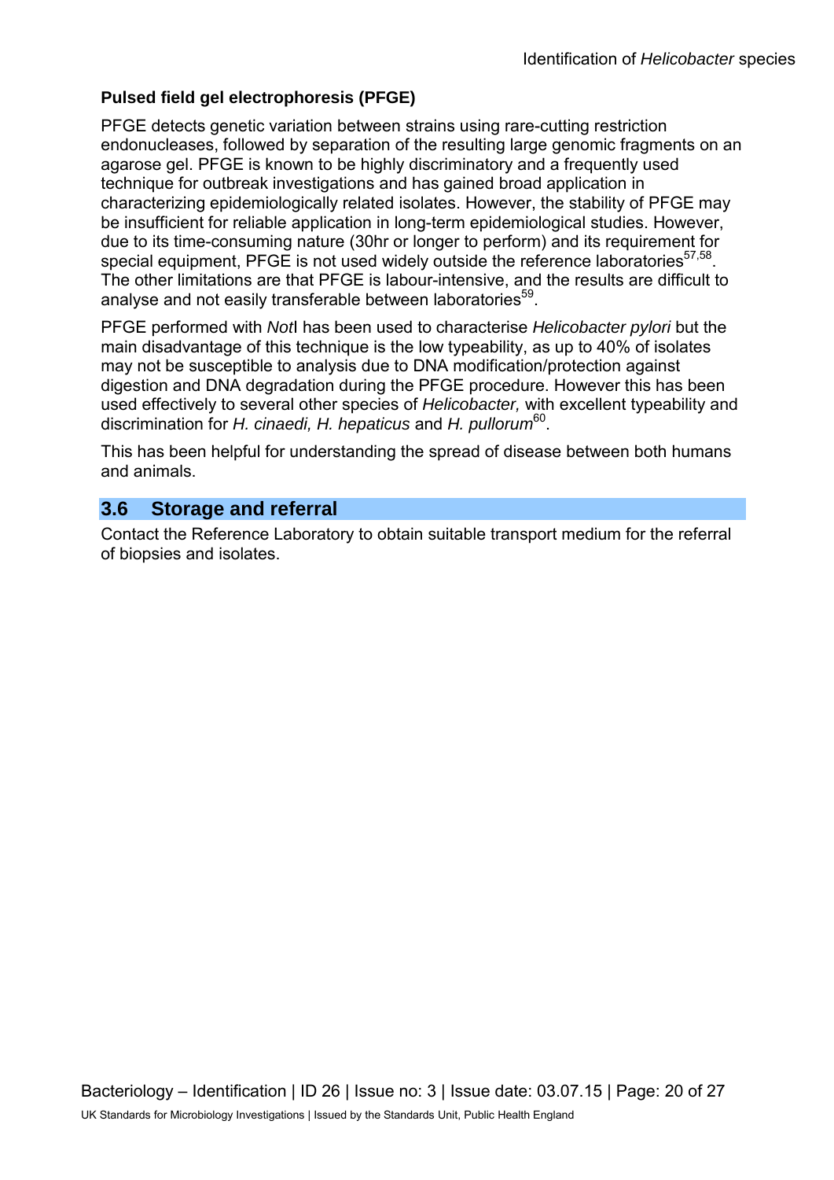**Pulsed field gel electrophoresis (PFGE)**

PFGE detects genetic variation between strains using rare-cutting restriction endonucleases, followed by separation of the resulting large genomic fragments on an agarose gel. PFGE is known to be highly discriminatory and a frequently used technique for outbreak investigations and has gained broad application in characterizing epidemiologically related isolates. However, the stability of PFGE may be insufficient for reliable application in long-term epidemiological studies. However, due to its time-consuming nature (30hr or longer to perform) and its requirement for special equipment, PFGE is not used widely outside the reference laboratories[57,58]. The other limitations are that PFGE is labour-intensive, and the results are difficult to analyse and not easily transferable between laboratories[59].

PFGE performed with *Not*I has been used to characterise *Helicobacter pylori* but the main disadvantage of this technique is the low typeability, as up to 40% of isolates may not be susceptible to analysis due to DNA modification/protection against digestion and DNA degradation during the PFGE procedure. However this has been used effectively to several other species of *Helicobacter,* with excellent typeability and discrimination for *H. cinaedi, H. hepaticus* and *H. pullorum*[60].

This has been helpful for understanding the spread of disease between both humans and animals.

## 3.6 Storage and referral

Contact the Reference Laboratory to obtain suitable transport medium for the referral of biopsies and isolates.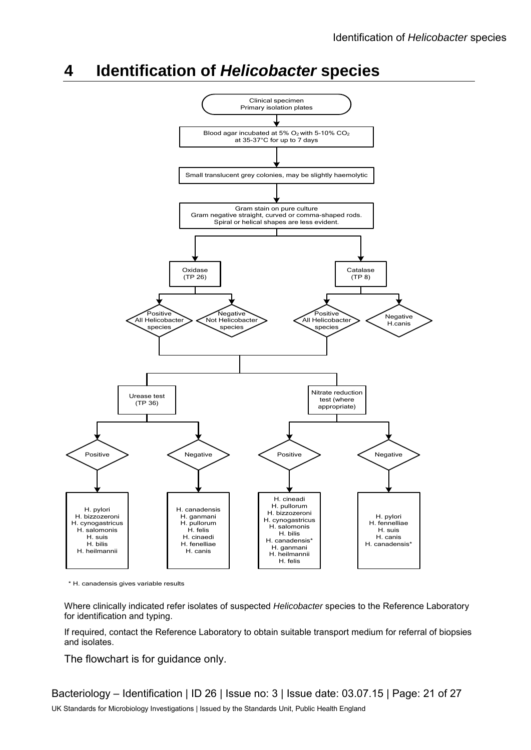# 4 Identification of *Helicobacter* species

Clinical specimen
Primary isolation plates

↓

Blood agar incubated at 5% $O_2$ with 5-10% $CO_2$ at 35-37°C for up to 7 days

↓

Small translucent grey colonies, may be slightly haemolytic

↓

Gram stain on pure culture
Gram negative straight, curved or comma-shaped rods.
Spiral or helical shapes are less evident.

↓

| Oxidase (TP 26) | | Catalase (TP 8) | |
|---|---|---|---|
| Positive All Helicobacter species | Negative Not Helicobacter species | Positive All Helicobacter species | Negative H.canis |

↓

| Urease test (TP 36) | | Nitrate reduction test (where appropriate) | |
|---|---|---|---|
| Positive | Negative | Positive | Negative |
| H. pylori<br>H. bizzozeroni<br>H. cynogastricus<br>H. salomonis<br>H. suis<br>H. bilis<br>H. heilmannii | H. canadensis<br>H. ganmani<br>H. pullorum<br>H. felis<br>H. cinaedi<br>H. fenelliae<br>H. canis | H. cineadi<br>H. pullorum<br>H. bizzozeroni<br>H. cynogastricus<br>H. salomonis<br>H. bilis<br>H. canadensis*<br>H. ganmani<br>H. heilmannii<br>H. felis | H. pylori<br>H. fennelliae<br>H. suis<br>H. canis<br>H. canadensis* |

\* H. canadensis gives variable results

Where clinically indicated refer isolates of suspected *Helicobacter* species to the Reference Laboratory for identification and typing.

If required, contact the Reference Laboratory to obtain suitable transport medium for referral of biopsies and isolates.

The flowchart is for guidance only.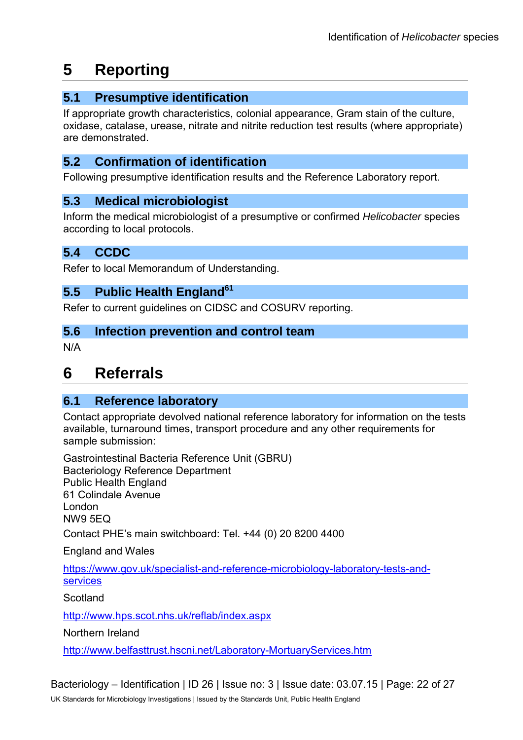# 5 Reporting

## 5.1 Presumptive identification

If appropriate growth characteristics, colonial appearance, Gram stain of the culture, oxidase, catalase, urease, nitrate and nitrite reduction test results (where appropriate) are demonstrated.

## 5.2 Confirmation of identification

Following presumptive identification results and the Reference Laboratory report.

## 5.3 Medical microbiologist

Inform the medical microbiologist of a presumptive or confirmed *Helicobacter* species according to local protocols.

## 5.4 CCDC

Refer to local Memorandum of Understanding.

## 5.5 Public Health England[61]

Refer to current guidelines on CIDSC and COSURV reporting.

## 5.6 Infection prevention and control team

N/A

# 6 Referrals

## 6.1 Reference laboratory

Contact appropriate devolved national reference laboratory for information on the tests available, turnaround times, transport procedure and any other requirements for sample submission:

Gastrointestinal Bacteria Reference Unit (GBRU)
Bacteriology Reference Department
Public Health England
61 Colindale Avenue
London
NW9 5EQ

Contact PHE's main switchboard: Tel. +44 (0) 20 8200 4400

England and Wales

https://www.gov.uk/specialist-and-reference-microbiology-laboratory-tests-and-services

Scotland

http://www.hps.scot.nhs.uk/reflab/index.aspx

Northern Ireland

http://www.belfasttrust.hscni.net/Laboratory-MortuaryServices.htm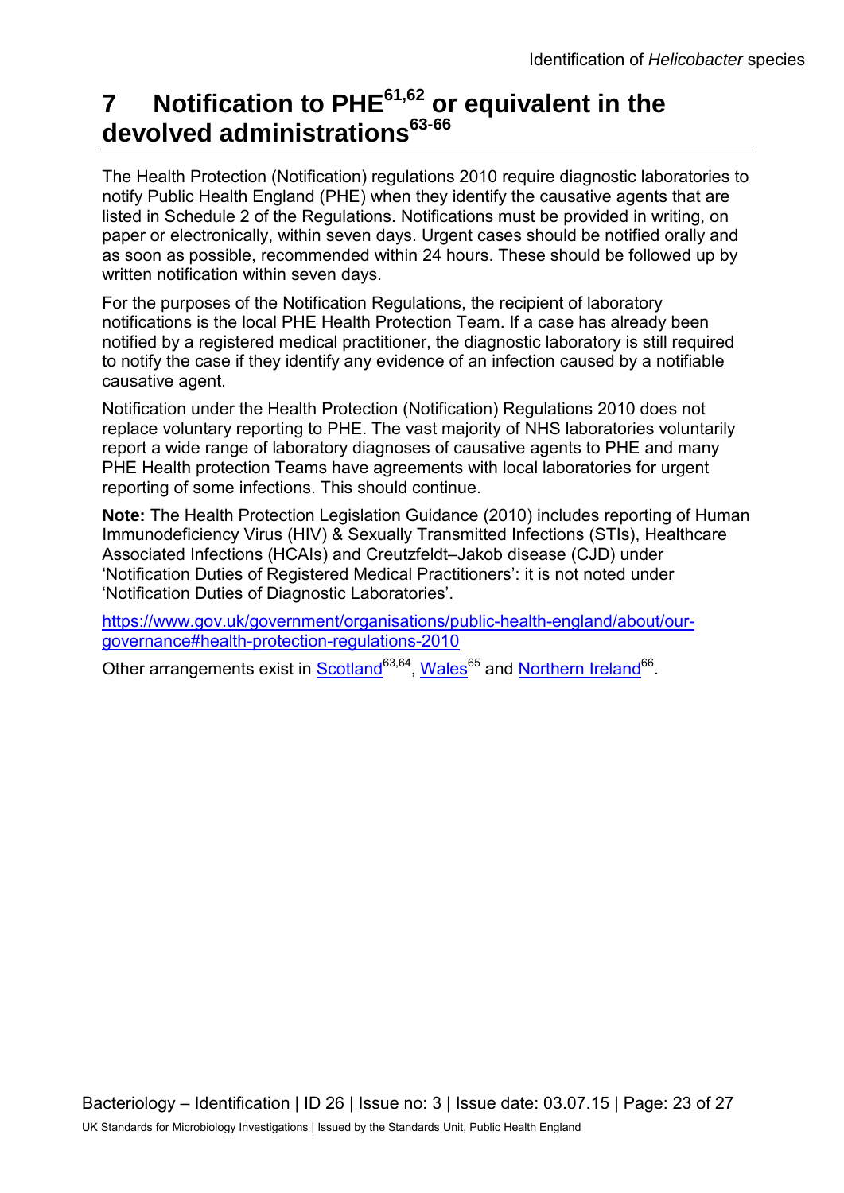# 7 Notification to PHE[61,62] or equivalent in the devolved administrations[63-66]

The Health Protection (Notification) regulations 2010 require diagnostic laboratories to notify Public Health England (PHE) when they identify the causative agents that are listed in Schedule 2 of the Regulations. Notifications must be provided in writing, on paper or electronically, within seven days. Urgent cases should be notified orally and as soon as possible, recommended within 24 hours. These should be followed up by written notification within seven days.

For the purposes of the Notification Regulations, the recipient of laboratory notifications is the local PHE Health Protection Team. If a case has already been notified by a registered medical practitioner, the diagnostic laboratory is still required to notify the case if they identify any evidence of an infection caused by a notifiable causative agent.

Notification under the Health Protection (Notification) Regulations 2010 does not replace voluntary reporting to PHE. The vast majority of NHS laboratories voluntarily report a wide range of laboratory diagnoses of causative agents to PHE and many PHE Health protection Teams have agreements with local laboratories for urgent reporting of some infections. This should continue.

**Note:** The Health Protection Legislation Guidance (2010) includes reporting of Human Immunodeficiency Virus (HIV) & Sexually Transmitted Infections (STIs), Healthcare Associated Infections (HCAIs) and Creutzfeldt–Jakob disease (CJD) under 'Notification Duties of Registered Medical Practitioners': it is not noted under 'Notification Duties of Diagnostic Laboratories'.

https://www.gov.uk/government/organisations/public-health-england/about/our-governance#health-protection-regulations-2010

Other arrangements exist in Scotland[63,64], Wales[65] and Northern Ireland[66].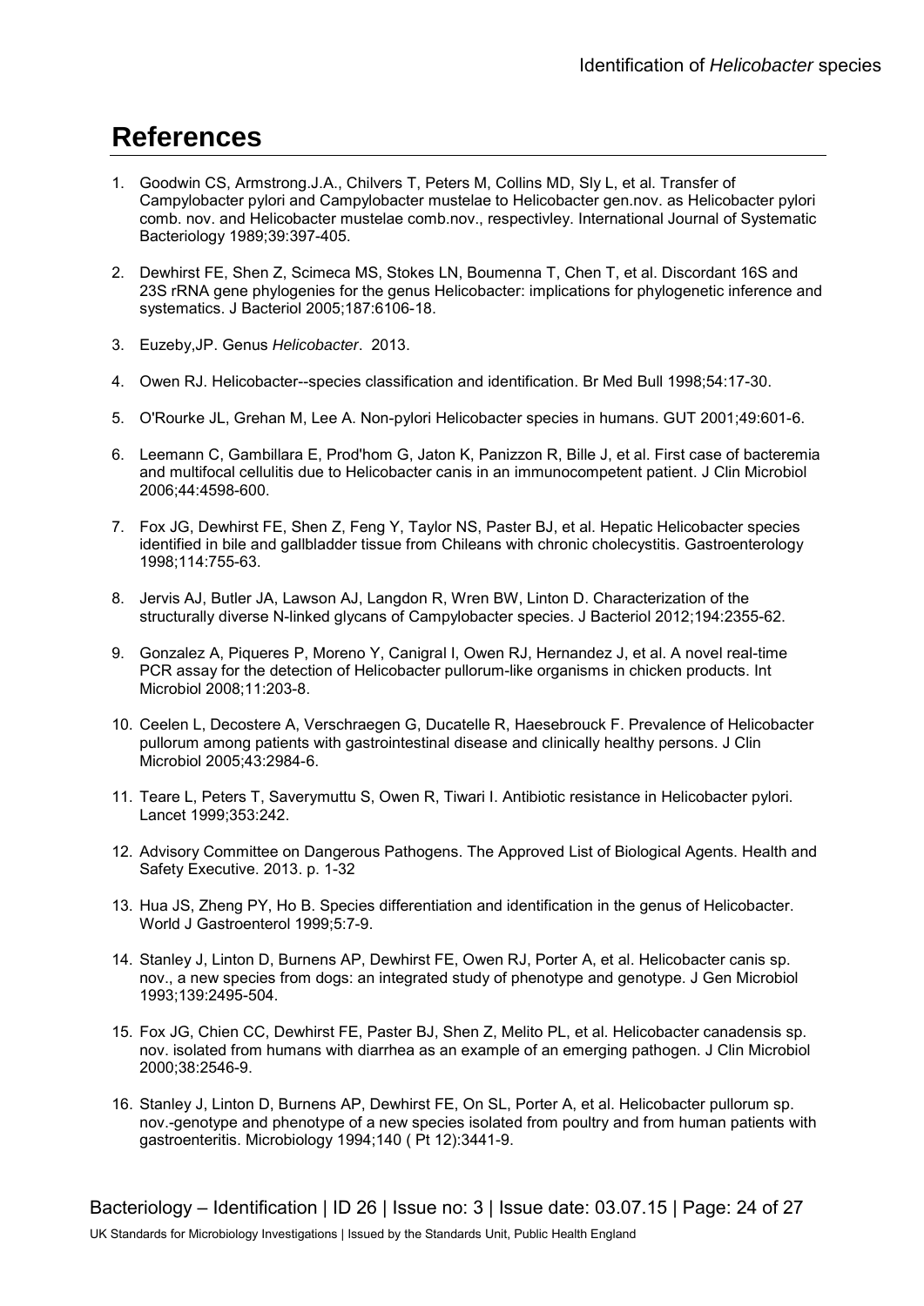# References

1. Goodwin CS, Armstrong.J.A., Chilvers T, Peters M, Collins MD, Sly L, et al. Transfer of Campylobacter pylori and Campylobacter mustelae to Helicobacter gen.nov. as Helicobacter pylori comb. nov. and Helicobacter mustelae comb.nov., respectivley. International Journal of Systematic Bacteriology 1989;39:397-405.

2. Dewhirst FE, Shen Z, Scimeca MS, Stokes LN, Boumenna T, Chen T, et al. Discordant 16S and 23S rRNA gene phylogenies for the genus Helicobacter: implications for phylogenetic inference and systematics. J Bacteriol 2005;187:6106-18.

3. Euzeby,JP. Genus *Helicobacter*. 2013.

4. Owen RJ. Helicobacter--species classification and identification. Br Med Bull 1998;54:17-30.

5. O'Rourke JL, Grehan M, Lee A. Non-pylori Helicobacter species in humans. GUT 2001;49:601-6.

6. Leemann C, Gambillara E, Prod'hom G, Jaton K, Panizzon R, Bille J, et al. First case of bacteremia and multifocal cellulitis due to Helicobacter canis in an immunocompetent patient. J Clin Microbiol 2006;44:4598-600.

7. Fox JG, Dewhirst FE, Shen Z, Feng Y, Taylor NS, Paster BJ, et al. Hepatic Helicobacter species identified in bile and gallbladder tissue from Chileans with chronic cholecystitis. Gastroenterology 1998;114:755-63.

8. Jervis AJ, Butler JA, Lawson AJ, Langdon R, Wren BW, Linton D. Characterization of the structurally diverse N-linked glycans of Campylobacter species. J Bacteriol 2012;194:2355-62.

9. Gonzalez A, Piqueres P, Moreno Y, Canigral I, Owen RJ, Hernandez J, et al. A novel real-time PCR assay for the detection of Helicobacter pullorum-like organisms in chicken products. Int Microbiol 2008;11:203-8.

10. Ceelen L, Decostere A, Verschraegen G, Ducatelle R, Haesebrouck F. Prevalence of Helicobacter pullorum among patients with gastrointestinal disease and clinically healthy persons. J Clin Microbiol 2005;43:2984-6.

11. Teare L, Peters T, Saverymuttu S, Owen R, Tiwari I. Antibiotic resistance in Helicobacter pylori. Lancet 1999;353:242.

12. Advisory Committee on Dangerous Pathogens. The Approved List of Biological Agents. Health and Safety Executive. 2013. p. 1-32

13. Hua JS, Zheng PY, Ho B. Species differentiation and identification in the genus of Helicobacter. World J Gastroenterol 1999;5:7-9.

14. Stanley J, Linton D, Burnens AP, Dewhirst FE, Owen RJ, Porter A, et al. Helicobacter canis sp. nov., a new species from dogs: an integrated study of phenotype and genotype. J Gen Microbiol 1993;139:2495-504.

15. Fox JG, Chien CC, Dewhirst FE, Paster BJ, Shen Z, Melito PL, et al. Helicobacter canadensis sp. nov. isolated from humans with diarrhea as an example of an emerging pathogen. J Clin Microbiol 2000;38:2546-9.

16. Stanley J, Linton D, Burnens AP, Dewhirst FE, On SL, Porter A, et al. Helicobacter pullorum sp. nov.-genotype and phenotype of a new species isolated from poultry and from human patients with gastroenteritis. Microbiology 1994;140 ( Pt 12):3441-9.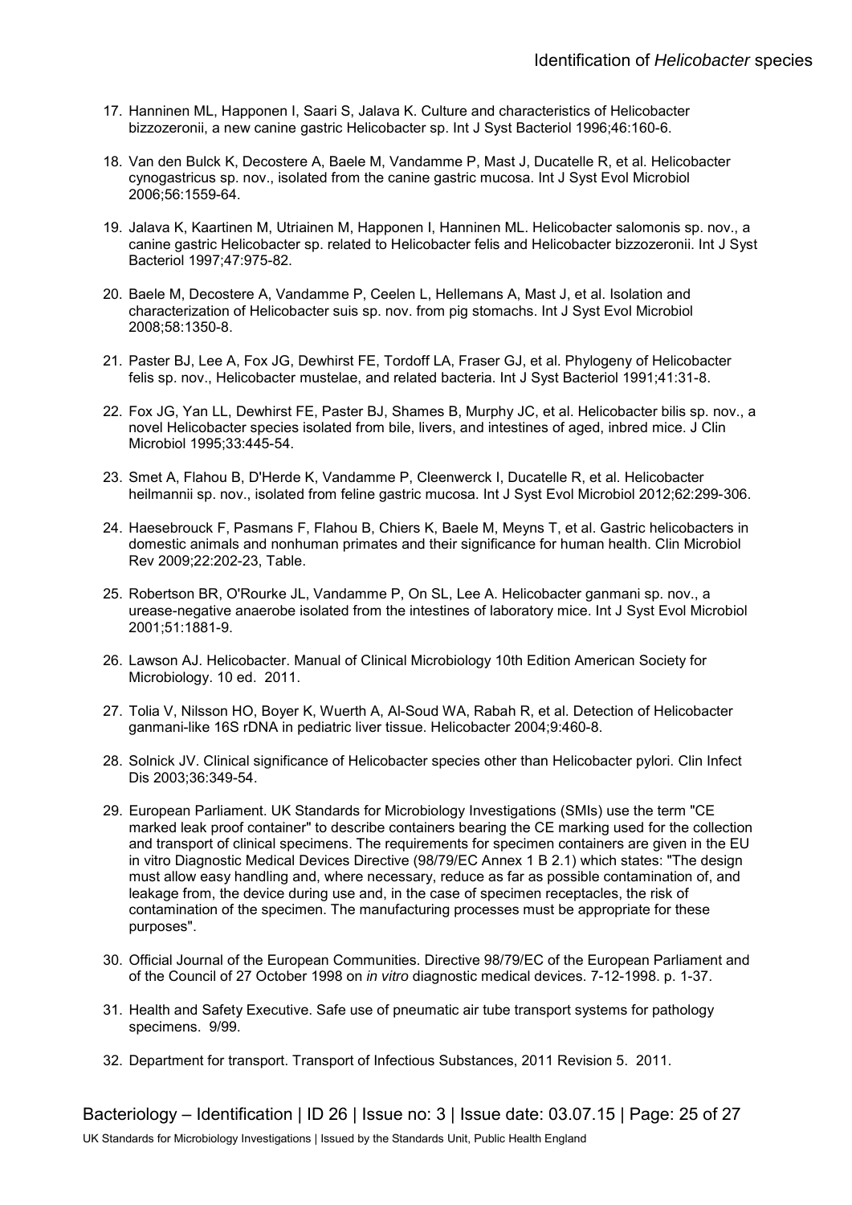17. Hanninen ML, Happonen I, Saari S, Jalava K. Culture and characteristics of Helicobacter bizzozeronii, a new canine gastric Helicobacter sp. Int J Syst Bacteriol 1996;46:160-6.

18. Van den Bulck K, Decostere A, Baele M, Vandamme P, Mast J, Ducatelle R, et al. Helicobacter cynogastricus sp. nov., isolated from the canine gastric mucosa. Int J Syst Evol Microbiol 2006;56:1559-64.

19. Jalava K, Kaartinen M, Utriainen M, Happonen I, Hanninen ML. Helicobacter salomonis sp. nov., a canine gastric Helicobacter sp. related to Helicobacter felis and Helicobacter bizzozeronii. Int J Syst Bacteriol 1997;47:975-82.

20. Baele M, Decostere A, Vandamme P, Ceelen L, Hellemans A, Mast J, et al. Isolation and characterization of Helicobacter suis sp. nov. from pig stomachs. Int J Syst Evol Microbiol 2008;58:1350-8.

21. Paster BJ, Lee A, Fox JG, Dewhirst FE, Tordoff LA, Fraser GJ, et al. Phylogeny of Helicobacter felis sp. nov., Helicobacter mustelae, and related bacteria. Int J Syst Bacteriol 1991;41:31-8.

22. Fox JG, Yan LL, Dewhirst FE, Paster BJ, Shames B, Murphy JC, et al. Helicobacter bilis sp. nov., a novel Helicobacter species isolated from bile, livers, and intestines of aged, inbred mice. J Clin Microbiol 1995;33:445-54.

23. Smet A, Flahou B, D'Herde K, Vandamme P, Cleenwerck I, Ducatelle R, et al. Helicobacter heilmannii sp. nov., isolated from feline gastric mucosa. Int J Syst Evol Microbiol 2012;62:299-306.

24. Haesebrouck F, Pasmans F, Flahou B, Chiers K, Baele M, Meyns T, et al. Gastric helicobacters in domestic animals and nonhuman primates and their significance for human health. Clin Microbiol Rev 2009;22:202-23, Table.

25. Robertson BR, O'Rourke JL, Vandamme P, On SL, Lee A. Helicobacter ganmani sp. nov., a urease-negative anaerobe isolated from the intestines of laboratory mice. Int J Syst Evol Microbiol 2001;51:1881-9.

26. Lawson AJ. Helicobacter. Manual of Clinical Microbiology 10th Edition American Society for Microbiology. 10 ed. 2011.

27. Tolia V, Nilsson HO, Boyer K, Wuerth A, Al-Soud WA, Rabah R, et al. Detection of Helicobacter ganmani-like 16S rDNA in pediatric liver tissue. Helicobacter 2004;9:460-8.

28. Solnick JV. Clinical significance of Helicobacter species other than Helicobacter pylori. Clin Infect Dis 2003;36:349-54.

29. European Parliament. UK Standards for Microbiology Investigations (SMIs) use the term "CE marked leak proof container" to describe containers bearing the CE marking used for the collection and transport of clinical specimens. The requirements for specimen containers are given in the EU in vitro Diagnostic Medical Devices Directive (98/79/EC Annex 1 B 2.1) which states: "The design must allow easy handling and, where necessary, reduce as far as possible contamination of, and leakage from, the device during use and, in the case of specimen receptacles, the risk of contamination of the specimen. The manufacturing processes must be appropriate for these purposes".

30. Official Journal of the European Communities. Directive 98/79/EC of the European Parliament and of the Council of 27 October 1998 on *in vitro* diagnostic medical devices. 7-12-1998. p. 1-37.

31. Health and Safety Executive. Safe use of pneumatic air tube transport systems for pathology specimens. 9/99.

32. Department for transport. Transport of Infectious Substances, 2011 Revision 5. 2011.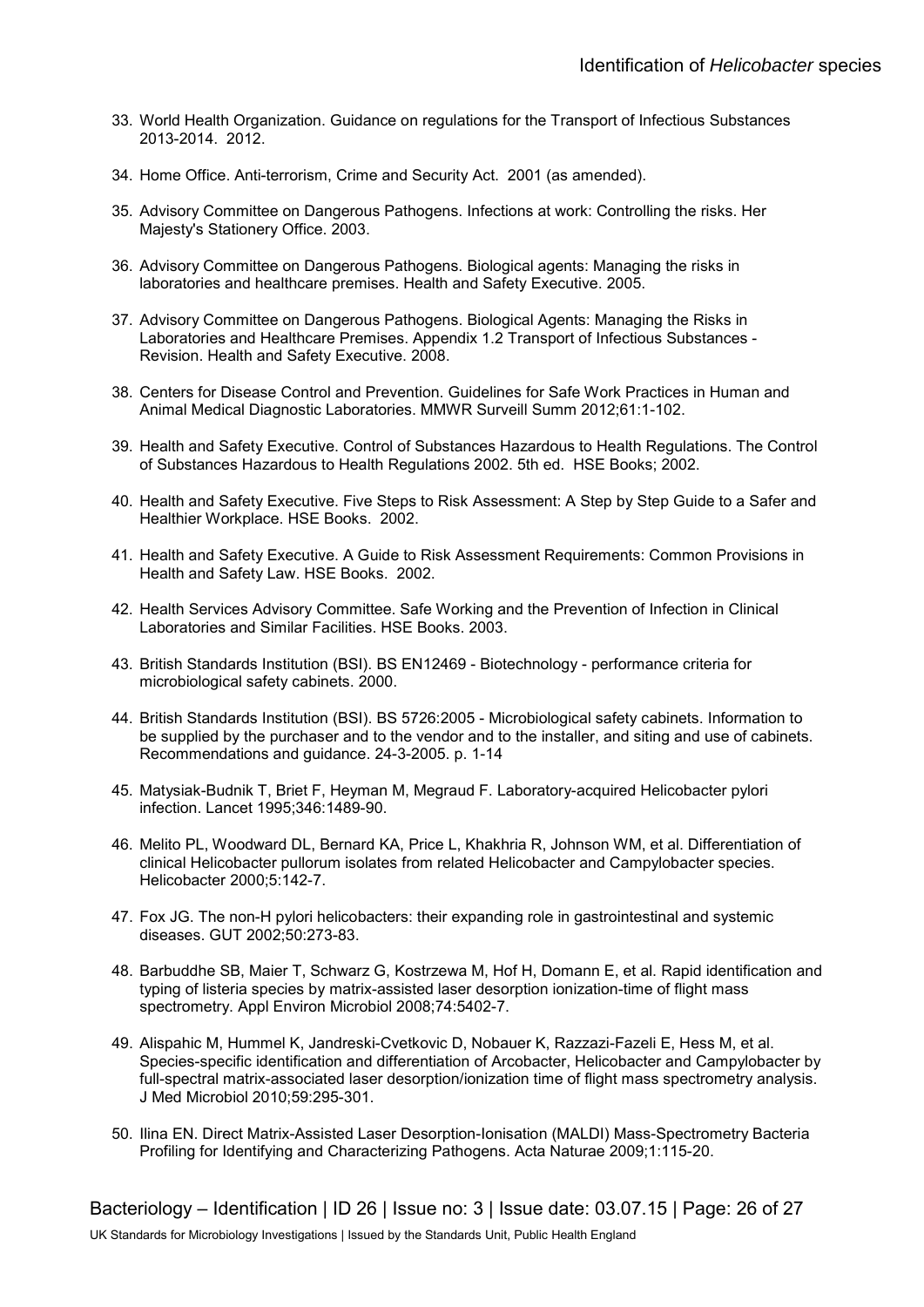33. World Health Organization. Guidance on regulations for the Transport of Infectious Substances 2013-2014. 2012.

34. Home Office. Anti-terrorism, Crime and Security Act. 2001 (as amended).

35. Advisory Committee on Dangerous Pathogens. Infections at work: Controlling the risks. Her Majesty's Stationery Office. 2003.

36. Advisory Committee on Dangerous Pathogens. Biological agents: Managing the risks in laboratories and healthcare premises. Health and Safety Executive. 2005.

37. Advisory Committee on Dangerous Pathogens. Biological Agents: Managing the Risks in Laboratories and Healthcare Premises. Appendix 1.2 Transport of Infectious Substances - Revision. Health and Safety Executive. 2008.

38. Centers for Disease Control and Prevention. Guidelines for Safe Work Practices in Human and Animal Medical Diagnostic Laboratories. MMWR Surveill Summ 2012;61:1-102.

39. Health and Safety Executive. Control of Substances Hazardous to Health Regulations. The Control of Substances Hazardous to Health Regulations 2002. 5th ed. HSE Books; 2002.

40. Health and Safety Executive. Five Steps to Risk Assessment: A Step by Step Guide to a Safer and Healthier Workplace. HSE Books. 2002.

41. Health and Safety Executive. A Guide to Risk Assessment Requirements: Common Provisions in Health and Safety Law. HSE Books. 2002.

42. Health Services Advisory Committee. Safe Working and the Prevention of Infection in Clinical Laboratories and Similar Facilities. HSE Books. 2003.

43. British Standards Institution (BSI). BS EN12469 - Biotechnology - performance criteria for microbiological safety cabinets. 2000.

44. British Standards Institution (BSI). BS 5726:2005 - Microbiological safety cabinets. Information to be supplied by the purchaser and to the vendor and to the installer, and siting and use of cabinets. Recommendations and guidance. 24-3-2005. p. 1-14

45. Matysiak-Budnik T, Briet F, Heyman M, Megraud F. Laboratory-acquired Helicobacter pylori infection. Lancet 1995;346:1489-90.

46. Melito PL, Woodward DL, Bernard KA, Price L, Khakhria R, Johnson WM, et al. Differentiation of clinical Helicobacter pullorum isolates from related Helicobacter and Campylobacter species. Helicobacter 2000;5:142-7.

47. Fox JG. The non-H pylori helicobacters: their expanding role in gastrointestinal and systemic diseases. GUT 2002;50:273-83.

48. Barbuddhe SB, Maier T, Schwarz G, Kostrzewa M, Hof H, Domann E, et al. Rapid identification and typing of listeria species by matrix-assisted laser desorption ionization-time of flight mass spectrometry. Appl Environ Microbiol 2008;74:5402-7.

49. Alispahic M, Hummel K, Jandreski-Cvetkovic D, Nobauer K, Razzazi-Fazeli E, Hess M, et al. Species-specific identification and differentiation of Arcobacter, Helicobacter and Campylobacter by full-spectral matrix-associated laser desorption/ionization time of flight mass spectrometry analysis. J Med Microbiol 2010;59:295-301.

50. Ilina EN. Direct Matrix-Assisted Laser Desorption-Ionisation (MALDI) Mass-Spectrometry Bacteria Profiling for Identifying and Characterizing Pathogens. Acta Naturae 2009;1:115-20.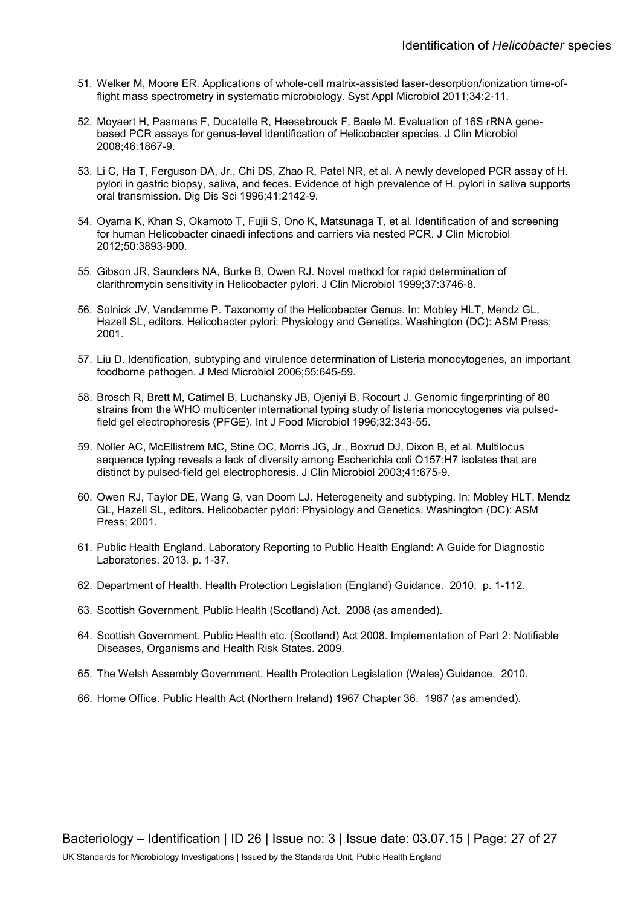51. Welker M, Moore ER. Applications of whole-cell matrix-assisted laser-desorption/ionization time-of-flight mass spectrometry in systematic microbiology. Syst Appl Microbiol 2011;34:2-11.

52. Moyaert H, Pasmans F, Ducatelle R, Haesebrouck F, Baele M. Evaluation of 16S rRNA gene-based PCR assays for genus-level identification of Helicobacter species. J Clin Microbiol 2008;46:1867-9.

53. Li C, Ha T, Ferguson DA, Jr., Chi DS, Zhao R, Patel NR, et al. A newly developed PCR assay of H. pylori in gastric biopsy, saliva, and feces. Evidence of high prevalence of H. pylori in saliva supports oral transmission. Dig Dis Sci 1996;41:2142-9.

54. Oyama K, Khan S, Okamoto T, Fujii S, Ono K, Matsunaga T, et al. Identification of and screening for human Helicobacter cinaedi infections and carriers via nested PCR. J Clin Microbiol 2012;50:3893-900.

55. Gibson JR, Saunders NA, Burke B, Owen RJ. Novel method for rapid determination of clarithromycin sensitivity in Helicobacter pylori. J Clin Microbiol 1999;37:3746-8.

56. Solnick JV, Vandamme P. Taxonomy of the Helicobacter Genus. In: Mobley HLT, Mendz GL, Hazell SL, editors. Helicobacter pylori: Physiology and Genetics. Washington (DC): ASM Press; 2001.

57. Liu D. Identification, subtyping and virulence determination of Listeria monocytogenes, an important foodborne pathogen. J Med Microbiol 2006;55:645-59.

58. Brosch R, Brett M, Catimel B, Luchansky JB, Ojeniyi B, Rocourt J. Genomic fingerprinting of 80 strains from the WHO multicenter international typing study of listeria monocytogenes via pulsed-field gel electrophoresis (PFGE). Int J Food Microbiol 1996;32:343-55.

59. Noller AC, McEllistrem MC, Stine OC, Morris JG, Jr., Boxrud DJ, Dixon B, et al. Multilocus sequence typing reveals a lack of diversity among Escherichia coli O157:H7 isolates that are distinct by pulsed-field gel electrophoresis. J Clin Microbiol 2003;41:675-9.

60. Owen RJ, Taylor DE, Wang G, van Doom LJ. Heterogeneity and subtyping. In: Mobley HLT, Mendz GL, Hazell SL, editors. Helicobacter pylori: Physiology and Genetics. Washington (DC): ASM Press; 2001.

61. Public Health England. Laboratory Reporting to Public Health England: A Guide for Diagnostic Laboratories. 2013. p. 1-37.

62. Department of Health. Health Protection Legislation (England) Guidance. 2010. p. 1-112.

63. Scottish Government. Public Health (Scotland) Act. 2008 (as amended).

64. Scottish Government. Public Health etc. (Scotland) Act 2008. Implementation of Part 2: Notifiable Diseases, Organisms and Health Risk States. 2009.

65. The Welsh Assembly Government. Health Protection Legislation (Wales) Guidance. 2010.

66. Home Office. Public Health Act (Northern Ireland) 1967 Chapter 36. 1967 (as amended).